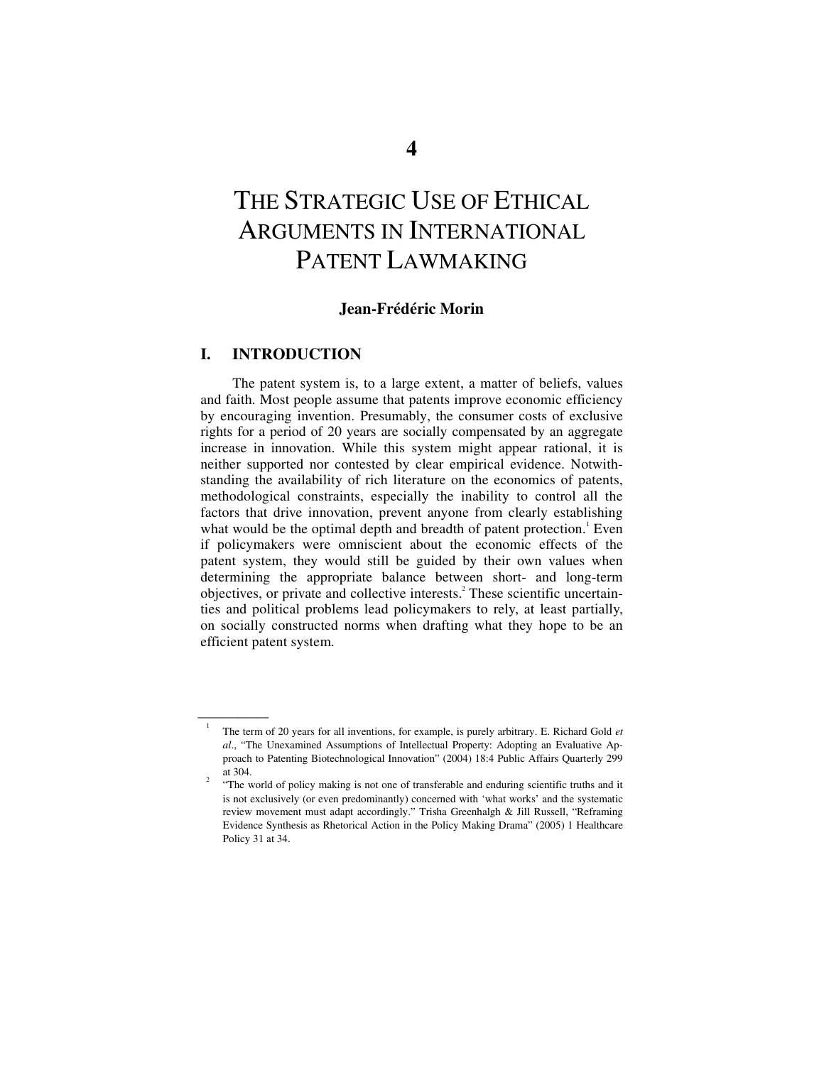# 4

# THE STRATEGIC USE OF ETHICAL ARGUMENTS IN INTERNATIONAL PATENT LAWMAKING

**Jean-Frédéric Morin**

## I. INTRODUCTION

The patent system is, to a large extent, a matter of beliefs, values and faith. Most people assume that patents improve economic efficiency by encouraging invention. Presumably, the consumer costs of exclusive rights for a period of 20 years are socially compensated by an aggregate increase in innovation. While this system might appear rational, it is neither supported nor contested by clear empirical evidence. Notwithstanding the availability of rich literature on the economics of patents, methodological constraints, especially the inability to control all the factors that drive innovation, prevent anyone from clearly establishing what would be the optimal depth and breadth of patent protection.[1] Even if policymakers were omniscient about the economic effects of the patent system, they would still be guided by their own values when determining the appropriate balance between short- and long-term objectives, or private and collective interests.[2] These scientific uncertainties and political problems lead policymakers to rely, at least partially, on socially constructed norms when drafting what they hope to be an efficient patent system.

---

[1] The term of 20 years for all inventions, for example, is purely arbitrary. E. Richard Gold *et al*., "The Unexamined Assumptions of Intellectual Property: Adopting an Evaluative Approach to Patenting Biotechnological Innovation" (2004) 18:4 Public Affairs Quarterly 299 at 304.

[2] "The world of policy making is not one of transferable and enduring scientific truths and it is not exclusively (or even predominantly) concerned with 'what works' and the systematic review movement must adapt accordingly." Trisha Greenhalgh & Jill Russell, "Reframing Evidence Synthesis as Rhetorical Action in the Policy Making Drama" (2005) 1 Healthcare Policy 31 at 34.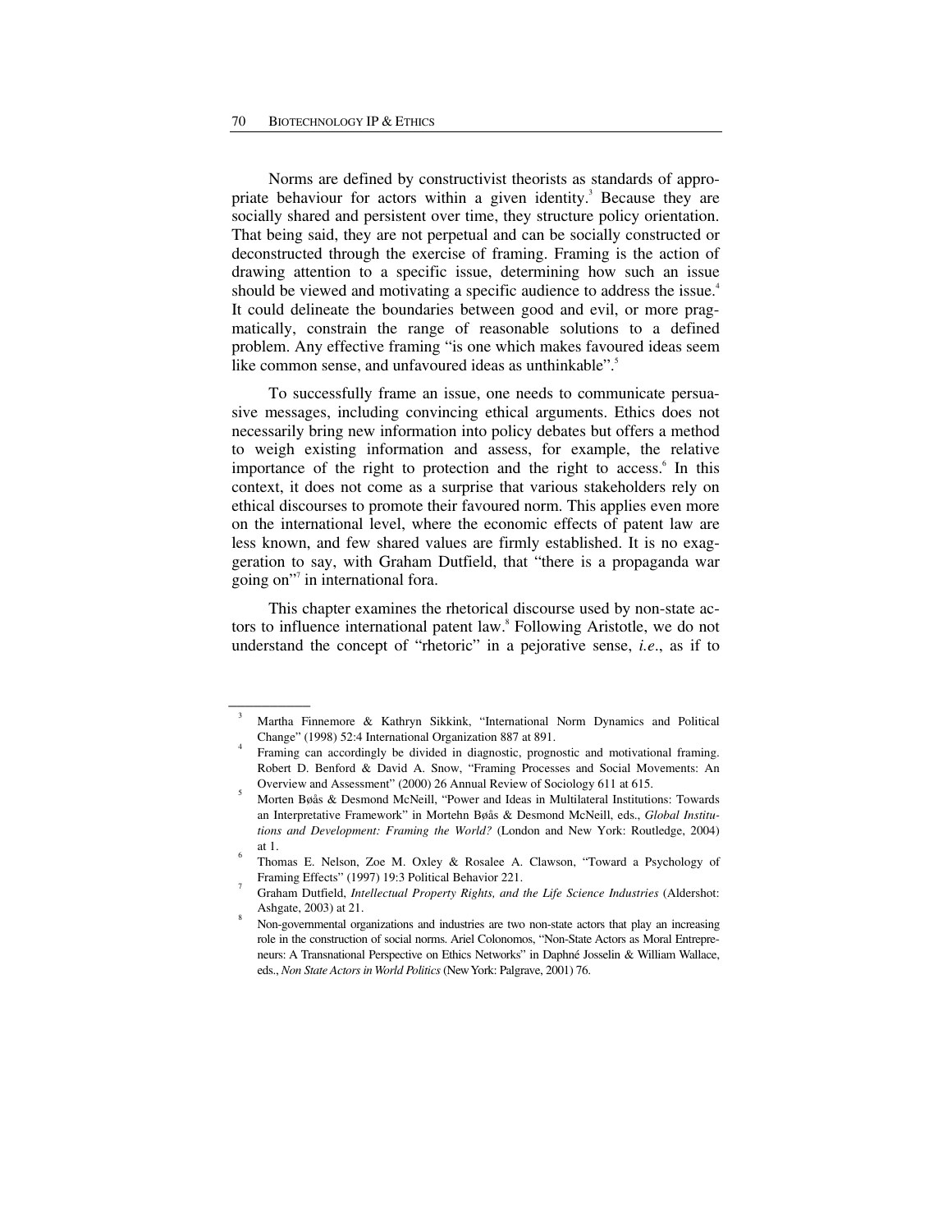Norms are defined by constructivist theorists as standards of appropriate behaviour for actors within a given identity.[3] Because they are socially shared and persistent over time, they structure policy orientation. That being said, they are not perpetual and can be socially constructed or deconstructed through the exercise of framing. Framing is the action of drawing attention to a specific issue, determining how such an issue should be viewed and motivating a specific audience to address the issue.[4] It could delineate the boundaries between good and evil, or more pragmatically, constrain the range of reasonable solutions to a defined problem. Any effective framing "is one which makes favoured ideas seem like common sense, and unfavoured ideas as unthinkable".[5]

To successfully frame an issue, one needs to communicate persuasive messages, including convincing ethical arguments. Ethics does not necessarily bring new information into policy debates but offers a method to weigh existing information and assess, for example, the relative importance of the right to protection and the right to access.[6] In this context, it does not come as a surprise that various stakeholders rely on ethical discourses to promote their favoured norm. This applies even more on the international level, where the economic effects of patent law are less known, and few shared values are firmly established. It is no exaggeration to say, with Graham Dutfield, that "there is a propaganda war going on"[7] in international fora.

This chapter examines the rhetorical discourse used by non-state actors to influence international patent law.[8] Following Aristotle, we do not understand the concept of "rhetoric" in a pejorative sense, *i.e*., as if to

---

[3] Martha Finnemore & Kathryn Sikkink, "International Norm Dynamics and Political Change" (1998) 52:4 International Organization 887 at 891.

[4] Framing can accordingly be divided in diagnostic, prognostic and motivational framing. Robert D. Benford & David A. Snow, "Framing Processes and Social Movements: An Overview and Assessment" (2000) 26 Annual Review of Sociology 611 at 615.

[5] Morten Bøås & Desmond McNeill, "Power and Ideas in Multilateral Institutions: Towards an Interpretative Framework" in Mortehn Bøås & Desmond McNeill, eds., *Global Institutions and Development: Framing the World?* (London and New York: Routledge, 2004) at 1.

[6] Thomas E. Nelson, Zoe M. Oxley & Rosalee A. Clawson, "Toward a Psychology of Framing Effects" (1997) 19:3 Political Behavior 221.

[7] Graham Dutfield, *Intellectual Property Rights, and the Life Science Industries* (Aldershot: Ashgate, 2003) at 21.

[8] Non-governmental organizations and industries are two non-state actors that play an increasing role in the construction of social norms. Ariel Colonomos, "Non-State Actors as Moral Entrepreneurs: A Transnational Perspective on Ethics Networks" in Daphné Josselin & William Wallace, eds., *Non State Actors in World Politics* (New York: Palgrave, 2001) 76.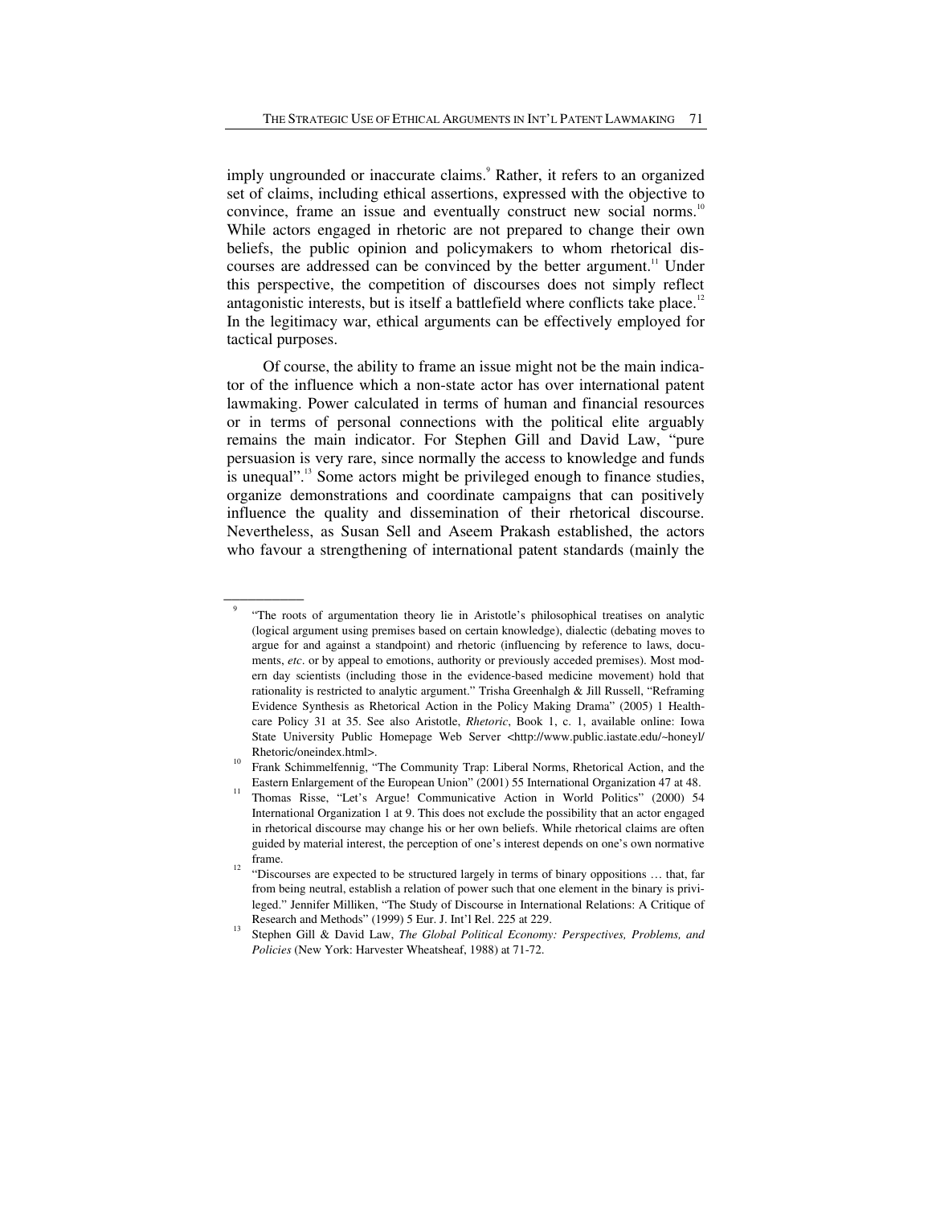imply ungrounded or inaccurate claims.[9] Rather, it refers to an organized set of claims, including ethical assertions, expressed with the objective to convince, frame an issue and eventually construct new social norms.[10] While actors engaged in rhetoric are not prepared to change their own beliefs, the public opinion and policymakers to whom rhetorical discourses are addressed can be convinced by the better argument.[11] Under this perspective, the competition of discourses does not simply reflect antagonistic interests, but is itself a battlefield where conflicts take place.[12] In the legitimacy war, ethical arguments can be effectively employed for tactical purposes.

Of course, the ability to frame an issue might not be the main indicator of the influence which a non-state actor has over international patent lawmaking. Power calculated in terms of human and financial resources or in terms of personal connections with the political elite arguably remains the main indicator. For Stephen Gill and David Law, "pure persuasion is very rare, since normally the access to knowledge and funds is unequal".[13] Some actors might be privileged enough to finance studies, organize demonstrations and coordinate campaigns that can positively influence the quality and dissemination of their rhetorical discourse. Nevertheless, as Susan Sell and Aseem Prakash established, the actors who favour a strengthening of international patent standards (mainly the

---

[9] "The roots of argumentation theory lie in Aristotle's philosophical treatises on analytic (logical argument using premises based on certain knowledge), dialectic (debating moves to argue for and against a standpoint) and rhetoric (influencing by reference to laws, documents, *etc*. or by appeal to emotions, authority or previously acceded premises). Most modern day scientists (including those in the evidence-based medicine movement) hold that rationality is restricted to analytic argument." Trisha Greenhalgh & Jill Russell, "Reframing Evidence Synthesis as Rhetorical Action in the Policy Making Drama" (2005) 1 Healthcare Policy 31 at 35. See also Aristotle, *Rhetoric*, Book 1, c. 1, available online: Iowa State University Public Homepage Web Server <http://www.public.iastate.edu/~honeyl/Rhetoric/oneindex.html>.

[10] Frank Schimmelfennig, "The Community Trap: Liberal Norms, Rhetorical Action, and the Eastern Enlargement of the European Union" (2001) 55 International Organization 47 at 48.

[11] Thomas Risse, "Let's Argue! Communicative Action in World Politics" (2000) 54 International Organization 1 at 9. This does not exclude the possibility that an actor engaged in rhetorical discourse may change his or her own beliefs. While rhetorical claims are often guided by material interest, the perception of one's interest depends on one's own normative frame.

[12] "Discourses are expected to be structured largely in terms of binary oppositions … that, far from being neutral, establish a relation of power such that one element in the binary is privileged." Jennifer Milliken, "The Study of Discourse in International Relations: A Critique of Research and Methods" (1999) 5 Eur. J. Int'l Rel. 225 at 229.

[13] Stephen Gill & David Law, *The Global Political Economy: Perspectives, Problems, and Policies* (New York: Harvester Wheatsheaf, 1988) at 71-72.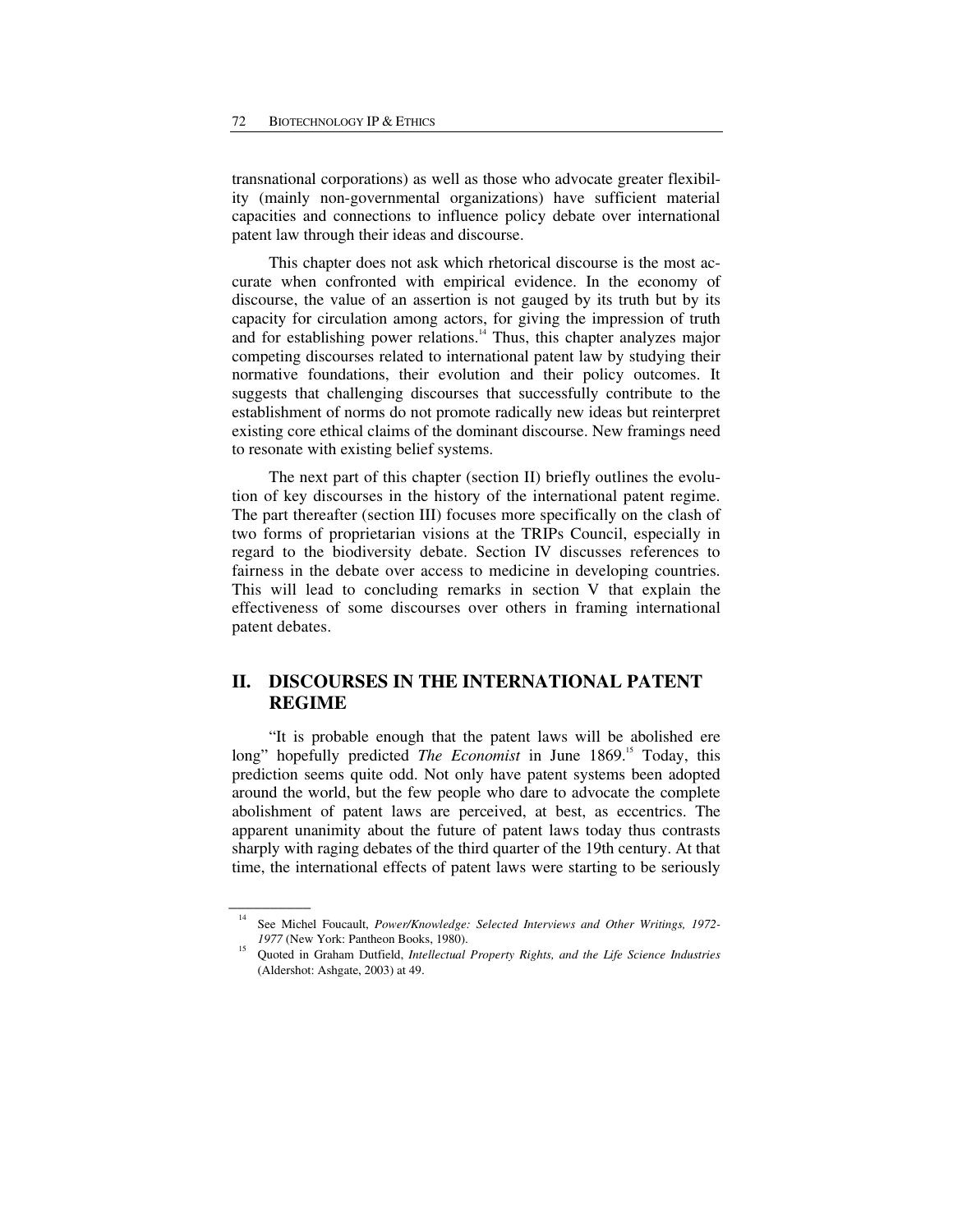transnational corporations) as well as those who advocate greater flexibility (mainly non-governmental organizations) have sufficient material capacities and connections to influence policy debate over international patent law through their ideas and discourse.

This chapter does not ask which rhetorical discourse is the most accurate when confronted with empirical evidence. In the economy of discourse, the value of an assertion is not gauged by its truth but by its capacity for circulation among actors, for giving the impression of truth and for establishing power relations.[14] Thus, this chapter analyzes major competing discourses related to international patent law by studying their normative foundations, their evolution and their policy outcomes. It suggests that challenging discourses that successfully contribute to the establishment of norms do not promote radically new ideas but reinterpret existing core ethical claims of the dominant discourse. New framings need to resonate with existing belief systems.

The next part of this chapter (section II) briefly outlines the evolution of key discourses in the history of the international patent regime. The part thereafter (section III) focuses more specifically on the clash of two forms of proprietarian visions at the TRIPs Council, especially in regard to the biodiversity debate. Section IV discusses references to fairness in the debate over access to medicine in developing countries. This will lead to concluding remarks in section V that explain the effectiveness of some discourses over others in framing international patent debates.

## II. DISCOURSES IN THE INTERNATIONAL PATENT REGIME

"It is probable enough that the patent laws will be abolished ere long" hopefully predicted *The Economist* in June 1869.[15] Today, this prediction seems quite odd. Not only have patent systems been adopted around the world, but the few people who dare to advocate the complete abolishment of patent laws are perceived, at best, as eccentrics. The apparent unanimity about the future of patent laws today thus contrasts sharply with raging debates of the third quarter of the 19th century. At that time, the international effects of patent laws were starting to be seriously

---

[14] See Michel Foucault, *Power/Knowledge: Selected Interviews and Other Writings, 1972-1977* (New York: Pantheon Books, 1980).

[15] Quoted in Graham Dutfield, *Intellectual Property Rights, and the Life Science Industries* (Aldershot: Ashgate, 2003) at 49.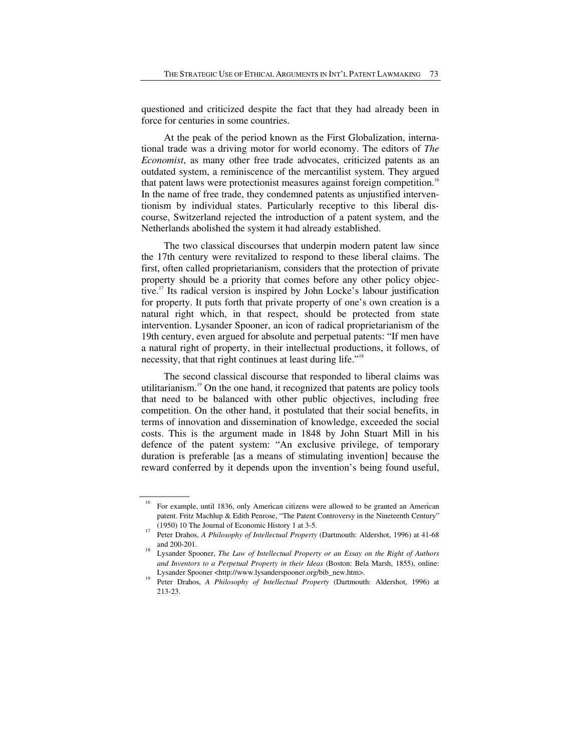questioned and criticized despite the fact that they had already been in force for centuries in some countries.

At the peak of the period known as the First Globalization, international trade was a driving motor for world economy. The editors of *The Economist*, as many other free trade advocates, criticized patents as an outdated system, a reminiscence of the mercantilist system. They argued that patent laws were protectionist measures against foreign competition.[16] In the name of free trade, they condemned patents as unjustified interventionism by individual states. Particularly receptive to this liberal discourse, Switzerland rejected the introduction of a patent system, and the Netherlands abolished the system it had already established.

The two classical discourses that underpin modern patent law since the 17th century were revitalized to respond to these liberal claims. The first, often called proprietarianism, considers that the protection of private property should be a priority that comes before any other policy objective.[17] Its radical version is inspired by John Locke's labour justification for property. It puts forth that private property of one's own creation is a natural right which, in that respect, should be protected from state intervention. Lysander Spooner, an icon of radical proprietarianism of the 19th century, even argued for absolute and perpetual patents: "If men have a natural right of property, in their intellectual productions, it follows, of necessity, that that right continues at least during life."[18]

The second classical discourse that responded to liberal claims was utilitarianism.[19] On the one hand, it recognized that patents are policy tools that need to be balanced with other public objectives, including free competition. On the other hand, it postulated that their social benefits, in terms of innovation and dissemination of knowledge, exceeded the social costs. This is the argument made in 1848 by John Stuart Mill in his defence of the patent system: "An exclusive privilege, of temporary duration is preferable [as a means of stimulating invention] because the reward conferred by it depends upon the invention's being found useful,

---

[16] For example, until 1836, only American citizens were allowed to be granted an American patent. Fritz Machlup & Edith Penrose, "The Patent Controversy in the Nineteenth Century" (1950) 10 The Journal of Economic History 1 at 3-5.

[17] Peter Drahos, *A Philosophy of Intellectual Property* (Dartmouth: Aldershot, 1996) at 41-68 and 200-201.

[18] Lysander Spooner, *The Law of Intellectual Property or an Essay on the Right of Authors and Inventors to a Perpetual Property in their Ideas* (Boston: Bela Marsh, 1855), online: Lysander Spooner <http://www.lysanderspooner.org/bib_new.htm>.

[19] Peter Drahos, *A Philosophy of Intellectual Property* (Dartmouth: Aldershot, 1996) at 213-23.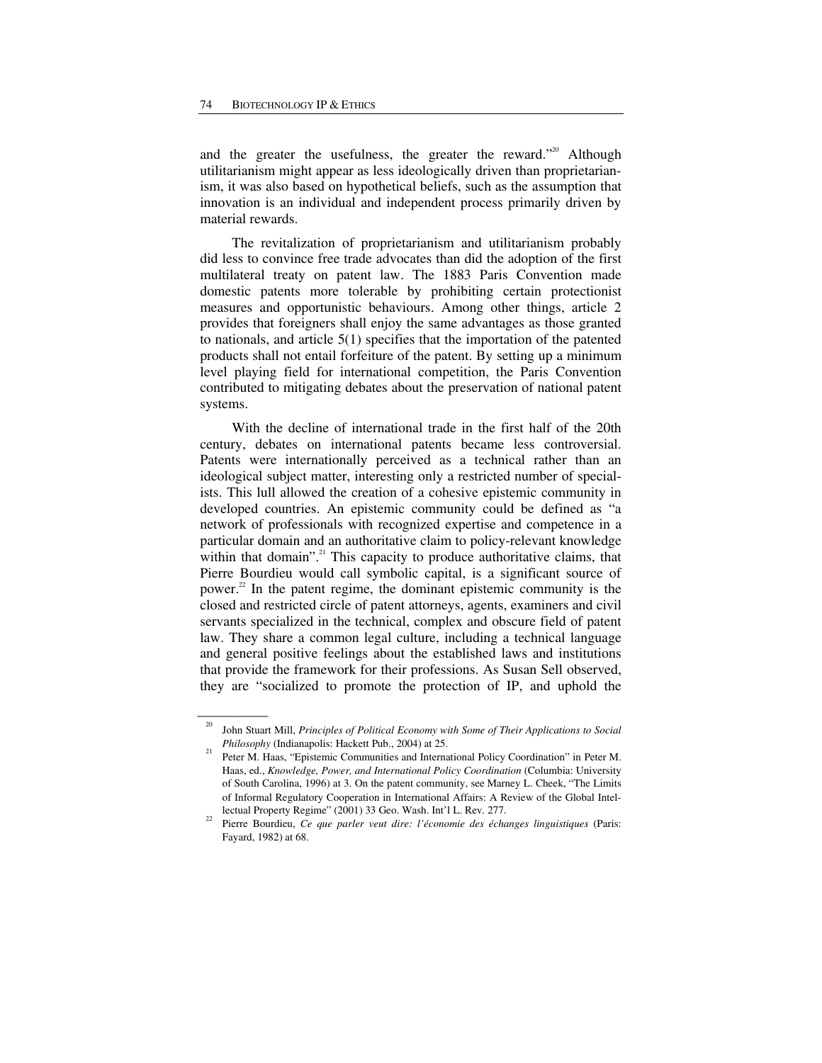and the greater the usefulness, the greater the reward."[20] Although utilitarianism might appear as less ideologically driven than proprietarianism, it was also based on hypothetical beliefs, such as the assumption that innovation is an individual and independent process primarily driven by material rewards.

The revitalization of proprietarianism and utilitarianism probably did less to convince free trade advocates than did the adoption of the first multilateral treaty on patent law. The 1883 Paris Convention made domestic patents more tolerable by prohibiting certain protectionist measures and opportunistic behaviours. Among other things, article 2 provides that foreigners shall enjoy the same advantages as those granted to nationals, and article 5(1) specifies that the importation of the patented products shall not entail forfeiture of the patent. By setting up a minimum level playing field for international competition, the Paris Convention contributed to mitigating debates about the preservation of national patent systems.

With the decline of international trade in the first half of the 20th century, debates on international patents became less controversial. Patents were internationally perceived as a technical rather than an ideological subject matter, interesting only a restricted number of specialists. This lull allowed the creation of a cohesive epistemic community in developed countries. An epistemic community could be defined as "a network of professionals with recognized expertise and competence in a particular domain and an authoritative claim to policy-relevant knowledge within that domain".[21] This capacity to produce authoritative claims, that Pierre Bourdieu would call symbolic capital, is a significant source of power.[22] In the patent regime, the dominant epistemic community is the closed and restricted circle of patent attorneys, agents, examiners and civil servants specialized in the technical, complex and obscure field of patent law. They share a common legal culture, including a technical language and general positive feelings about the established laws and institutions that provide the framework for their professions. As Susan Sell observed, they are "socialized to promote the protection of IP, and uphold the

---

[20] John Stuart Mill, *Principles of Political Economy with Some of Their Applications to Social Philosophy* (Indianapolis: Hackett Pub., 2004) at 25.

[21] Peter M. Haas, "Epistemic Communities and International Policy Coordination" in Peter M. Haas, ed., *Knowledge, Power, and International Policy Coordination* (Columbia: University of South Carolina, 1996) at 3. On the patent community, see Marney L. Cheek, "The Limits of Informal Regulatory Cooperation in International Affairs: A Review of the Global Intellectual Property Regime" (2001) 33 Geo. Wash. Int'l L. Rev. 277.

[22] Pierre Bourdieu, *Ce que parler veut dire: l'économie des échanges linguistiques* (Paris: Fayard, 1982) at 68.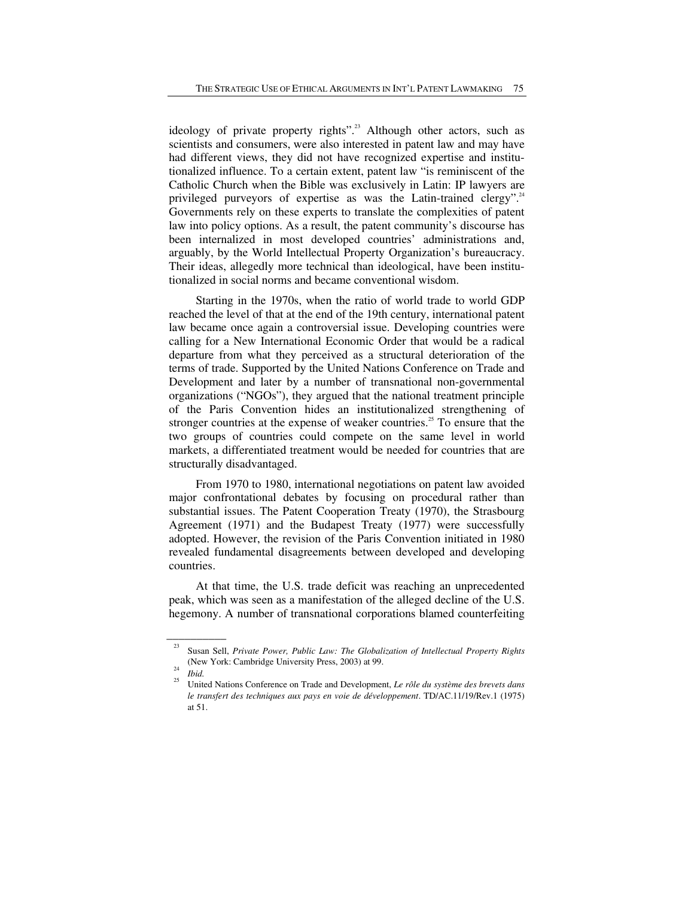ideology of private property rights".[23] Although other actors, such as scientists and consumers, were also interested in patent law and may have had different views, they did not have recognized expertise and institutionalized influence. To a certain extent, patent law "is reminiscent of the Catholic Church when the Bible was exclusively in Latin: IP lawyers are privileged purveyors of expertise as was the Latin-trained clergy".[24] Governments rely on these experts to translate the complexities of patent law into policy options. As a result, the patent community's discourse has been internalized in most developed countries' administrations and, arguably, by the World Intellectual Property Organization's bureaucracy. Their ideas, allegedly more technical than ideological, have been institutionalized in social norms and became conventional wisdom.

Starting in the 1970s, when the ratio of world trade to world GDP reached the level of that at the end of the 19th century, international patent law became once again a controversial issue. Developing countries were calling for a New International Economic Order that would be a radical departure from what they perceived as a structural deterioration of the terms of trade. Supported by the United Nations Conference on Trade and Development and later by a number of transnational non-governmental organizations ("NGOs"), they argued that the national treatment principle of the Paris Convention hides an institutionalized strengthening of stronger countries at the expense of weaker countries.[25] To ensure that the two groups of countries could compete on the same level in world markets, a differentiated treatment would be needed for countries that are structurally disadvantaged.

From 1970 to 1980, international negotiations on patent law avoided major confrontational debates by focusing on procedural rather than substantial issues. The Patent Cooperation Treaty (1970), the Strasbourg Agreement (1971) and the Budapest Treaty (1977) were successfully adopted. However, the revision of the Paris Convention initiated in 1980 revealed fundamental disagreements between developed and developing countries.

At that time, the U.S. trade deficit was reaching an unprecedented peak, which was seen as a manifestation of the alleged decline of the U.S. hegemony. A number of transnational corporations blamed counterfeiting

---

[23] Susan Sell, *Private Power, Public Law: The Globalization of Intellectual Property Rights* (New York: Cambridge University Press, 2003) at 99.

[24] *Ibid.*

[25] United Nations Conference on Trade and Development, *Le rôle du système des brevets dans le transfert des techniques aux pays en voie de développement*. TD/AC.11/19/Rev.1 (1975) at 51.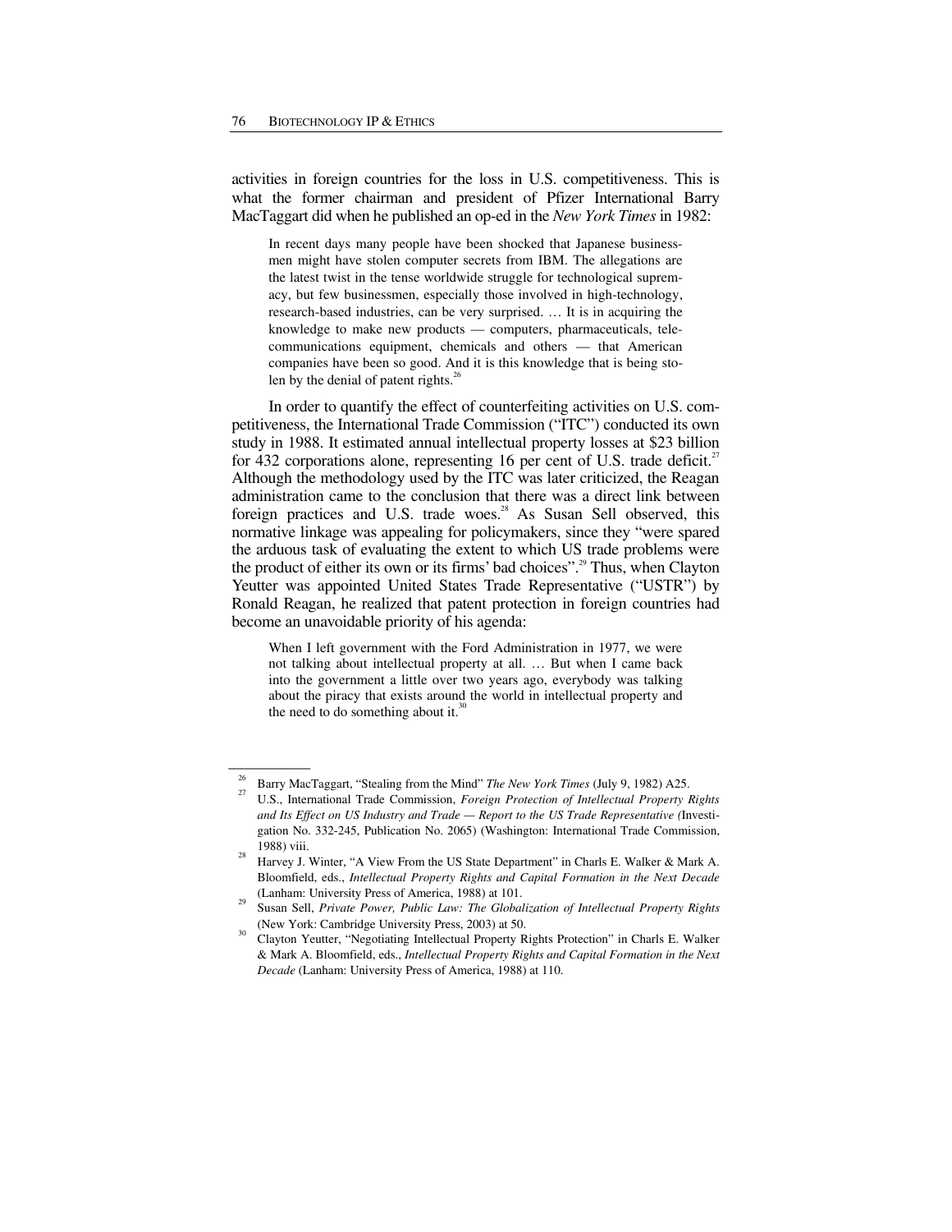activities in foreign countries for the loss in U.S. competitiveness. This is what the former chairman and president of Pfizer International Barry MacTaggart did when he published an op-ed in the *New York Times* in 1982:

> In recent days many people have been shocked that Japanese businessmen might have stolen computer secrets from IBM. The allegations are the latest twist in the tense worldwide struggle for technological supremacy, but few businessmen, especially those involved in high-technology, research-based industries, can be very surprised. … It is in acquiring the knowledge to make new products — computers, pharmaceuticals, telecommunications equipment, chemicals and others — that American companies have been so good. And it is this knowledge that is being stolen by the denial of patent rights.[26]

In order to quantify the effect of counterfeiting activities on U.S. competitiveness, the International Trade Commission ("ITC") conducted its own study in 1988. It estimated annual intellectual property losses at $23 billion for 432 corporations alone, representing 16 per cent of U.S. trade deficit.[27] Although the methodology used by the ITC was later criticized, the Reagan administration came to the conclusion that there was a direct link between foreign practices and U.S. trade woes.[28] As Susan Sell observed, this normative linkage was appealing for policymakers, since they "were spared the arduous task of evaluating the extent to which US trade problems were the product of either its own or its firms' bad choices".[29] Thus, when Clayton Yeutter was appointed United States Trade Representative ("USTR") by Ronald Reagan, he realized that patent protection in foreign countries had become an unavoidable priority of his agenda:

> When I left government with the Ford Administration in 1977, we were not talking about intellectual property at all. … But when I came back into the government a little over two years ago, everybody was talking about the piracy that exists around the world in intellectual property and the need to do something about it.[30]

---

[26] Barry MacTaggart, "Stealing from the Mind" *The New York Times* (July 9, 1982) A25.

[27] U.S., International Trade Commission, *Foreign Protection of Intellectual Property Rights and Its Effect on US Industry and Trade — Report to the US Trade Representative (*Investigation No. 332-245, Publication No. 2065) (Washington: International Trade Commission, 1988) viii.

[28] Harvey J. Winter, "A View From the US State Department" in Charls E. Walker & Mark A. Bloomfield, eds., *Intellectual Property Rights and Capital Formation in the Next Decade* (Lanham: University Press of America, 1988) at 101.

[29] Susan Sell, *Private Power, Public Law: The Globalization of Intellectual Property Rights* (New York: Cambridge University Press, 2003) at 50.

[30] Clayton Yeutter, "Negotiating Intellectual Property Rights Protection" in Charls E. Walker & Mark A. Bloomfield, eds., *Intellectual Property Rights and Capital Formation in the Next Decade* (Lanham: University Press of America, 1988) at 110.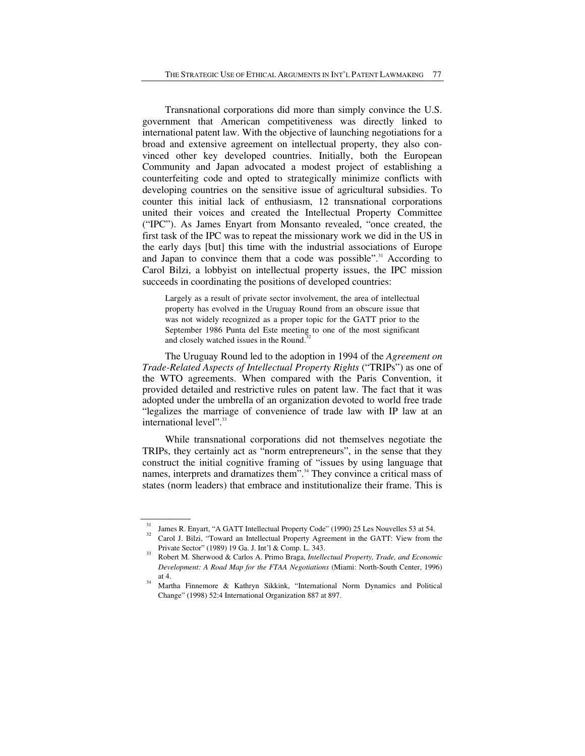Transnational corporations did more than simply convince the U.S. government that American competitiveness was directly linked to international patent law. With the objective of launching negotiations for a broad and extensive agreement on intellectual property, they also convinced other key developed countries. Initially, both the European Community and Japan advocated a modest project of establishing a counterfeiting code and opted to strategically minimize conflicts with developing countries on the sensitive issue of agricultural subsidies. To counter this initial lack of enthusiasm, 12 transnational corporations united their voices and created the Intellectual Property Committee ("IPC"). As James Enyart from Monsanto revealed, "once created, the first task of the IPC was to repeat the missionary work we did in the US in the early days [but] this time with the industrial associations of Europe and Japan to convince them that a code was possible".[31] According to Carol Bilzi, a lobbyist on intellectual property issues, the IPC mission succeeds in coordinating the positions of developed countries:

> Largely as a result of private sector involvement, the area of intellectual property has evolved in the Uruguay Round from an obscure issue that was not widely recognized as a proper topic for the GATT prior to the September 1986 Punta del Este meeting to one of the most significant and closely watched issues in the Round.[32]

The Uruguay Round led to the adoption in 1994 of the *Agreement on Trade-Related Aspects of Intellectual Property Rights* ("TRIPs") as one of the WTO agreements. When compared with the Paris Convention, it provided detailed and restrictive rules on patent law. The fact that it was adopted under the umbrella of an organization devoted to world free trade "legalizes the marriage of convenience of trade law with IP law at an international level".[33]

While transnational corporations did not themselves negotiate the TRIPs, they certainly act as "norm entrepreneurs", in the sense that they construct the initial cognitive framing of "issues by using language that names, interprets and dramatizes them".[34] They convince a critical mass of states (norm leaders) that embrace and institutionalize their frame. This is

---

[31] James R. Enyart, "A GATT Intellectual Property Code" (1990) 25 Les Nouvelles 53 at 54.

[32] Carol J. Bilzi, "Toward an Intellectual Property Agreement in the GATT: View from the Private Sector" (1989) 19 Ga. J. Int'l & Comp. L. 343.

[33] Robert M. Sherwood & Carlos A. Primo Braga, *Intellectual Property, Trade, and Economic Development: A Road Map for the FTAA Negotiations* (Miami: North-South Center, 1996) at 4.

[34] Martha Finnemore & Kathryn Sikkink, "International Norm Dynamics and Political Change" (1998) 52:4 International Organization 887 at 897.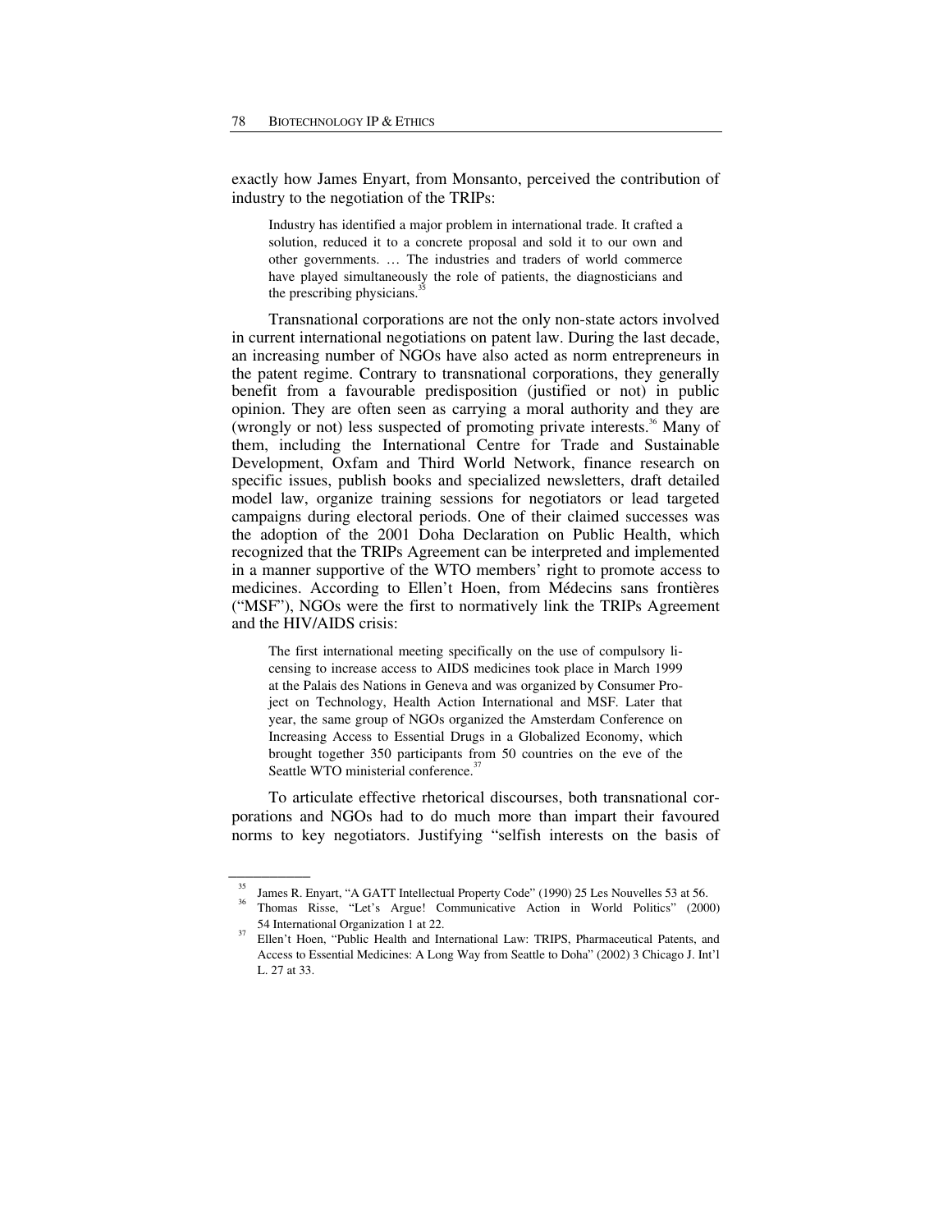exactly how James Enyart, from Monsanto, perceived the contribution of industry to the negotiation of the TRIPs:

> Industry has identified a major problem in international trade. It crafted a solution, reduced it to a concrete proposal and sold it to our own and other governments. … The industries and traders of world commerce have played simultaneously the role of patients, the diagnosticians and the prescribing physicians.[35]

Transnational corporations are not the only non-state actors involved in current international negotiations on patent law. During the last decade, an increasing number of NGOs have also acted as norm entrepreneurs in the patent regime. Contrary to transnational corporations, they generally benefit from a favourable predisposition (justified or not) in public opinion. They are often seen as carrying a moral authority and they are (wrongly or not) less suspected of promoting private interests.[36] Many of them, including the International Centre for Trade and Sustainable Development, Oxfam and Third World Network, finance research on specific issues, publish books and specialized newsletters, draft detailed model law, organize training sessions for negotiators or lead targeted campaigns during electoral periods. One of their claimed successes was the adoption of the 2001 Doha Declaration on Public Health, which recognized that the TRIPs Agreement can be interpreted and implemented in a manner supportive of the WTO members' right to promote access to medicines. According to Ellen't Hoen, from Médecins sans frontières ("MSF"), NGOs were the first to normatively link the TRIPs Agreement and the HIV/AIDS crisis:

> The first international meeting specifically on the use of compulsory licensing to increase access to AIDS medicines took place in March 1999 at the Palais des Nations in Geneva and was organized by Consumer Project on Technology, Health Action International and MSF. Later that year, the same group of NGOs organized the Amsterdam Conference on Increasing Access to Essential Drugs in a Globalized Economy, which brought together 350 participants from 50 countries on the eve of the Seattle WTO ministerial conference.[37]

To articulate effective rhetorical discourses, both transnational corporations and NGOs had to do much more than impart their favoured norms to key negotiators. Justifying "selfish interests on the basis of

---

[35] James R. Enyart, "A GATT Intellectual Property Code" (1990) 25 Les Nouvelles 53 at 56.

[36] Thomas Risse, "Let's Argue! Communicative Action in World Politics" (2000) 54 International Organization 1 at 22.

[37] Ellen't Hoen, "Public Health and International Law: TRIPS, Pharmaceutical Patents, and Access to Essential Medicines: A Long Way from Seattle to Doha" (2002) 3 Chicago J. Int'l L. 27 at 33.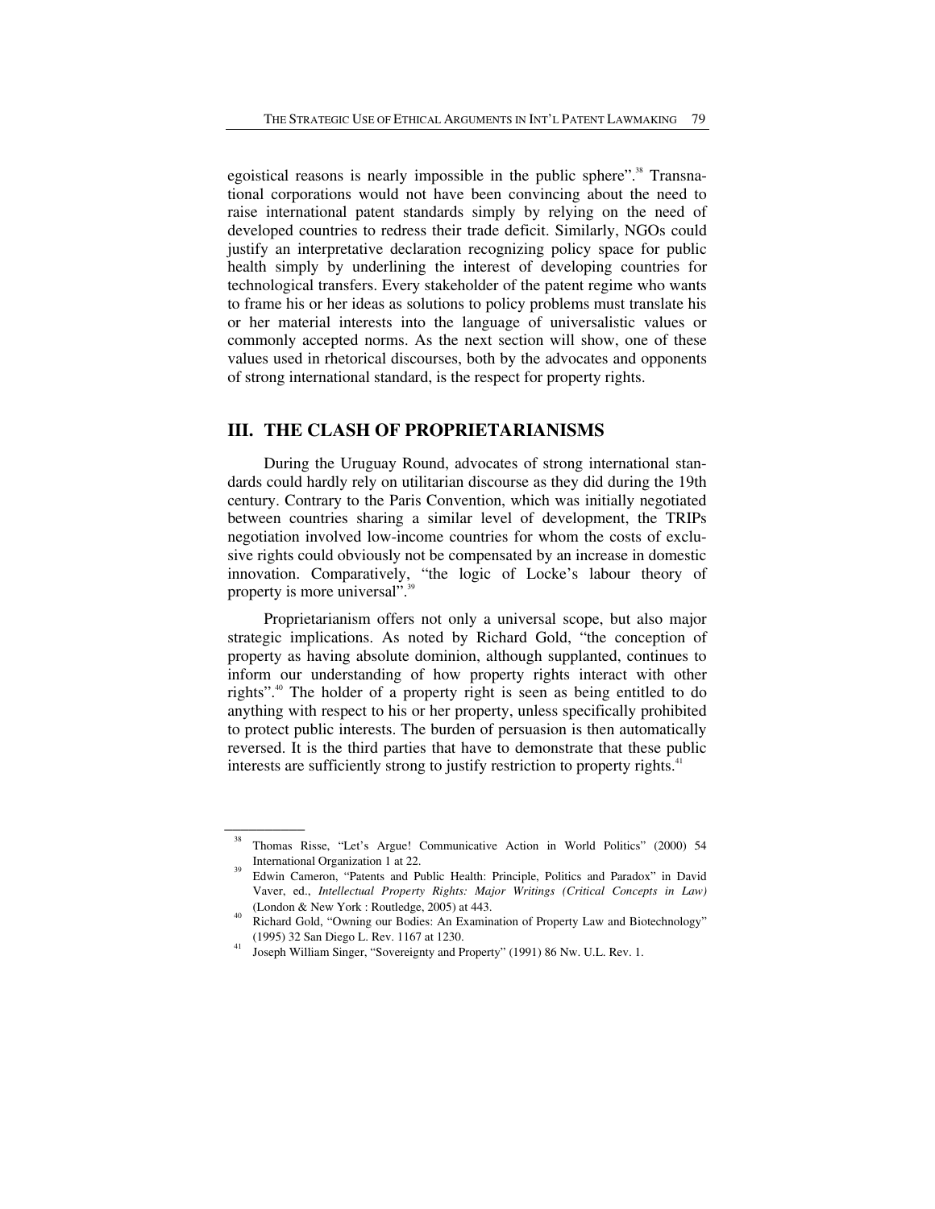egoistical reasons is nearly impossible in the public sphere".[38] Transnational corporations would not have been convincing about the need to raise international patent standards simply by relying on the need of developed countries to redress their trade deficit. Similarly, NGOs could justify an interpretative declaration recognizing policy space for public health simply by underlining the interest of developing countries for technological transfers. Every stakeholder of the patent regime who wants to frame his or her ideas as solutions to policy problems must translate his or her material interests into the language of universalistic values or commonly accepted norms. As the next section will show, one of these values used in rhetorical discourses, both by the advocates and opponents of strong international standard, is the respect for property rights.

## III. THE CLASH OF PROPRIETARIANISMS

During the Uruguay Round, advocates of strong international standards could hardly rely on utilitarian discourse as they did during the 19th century. Contrary to the Paris Convention, which was initially negotiated between countries sharing a similar level of development, the TRIPs negotiation involved low-income countries for whom the costs of exclusive rights could obviously not be compensated by an increase in domestic innovation. Comparatively, "the logic of Locke's labour theory of property is more universal".[39]

Proprietarianism offers not only a universal scope, but also major strategic implications. As noted by Richard Gold, "the conception of property as having absolute dominion, although supplanted, continues to inform our understanding of how property rights interact with other rights".[40] The holder of a property right is seen as being entitled to do anything with respect to his or her property, unless specifically prohibited to protect public interests. The burden of persuasion is then automatically reversed. It is the third parties that have to demonstrate that these public interests are sufficiently strong to justify restriction to property rights.[41]

---

[38] Thomas Risse, "Let's Argue! Communicative Action in World Politics" (2000) 54 International Organization 1 at 22.

[39] Edwin Cameron, "Patents and Public Health: Principle, Politics and Paradox" in David Vaver, ed., *Intellectual Property Rights: Major Writings (Critical Concepts in Law)* (London & New York : Routledge, 2005) at 443.

[40] Richard Gold, "Owning our Bodies: An Examination of Property Law and Biotechnology" (1995) 32 San Diego L. Rev. 1167 at 1230.

[41] Joseph William Singer, "Sovereignty and Property" (1991) 86 Nw. U.L. Rev. 1.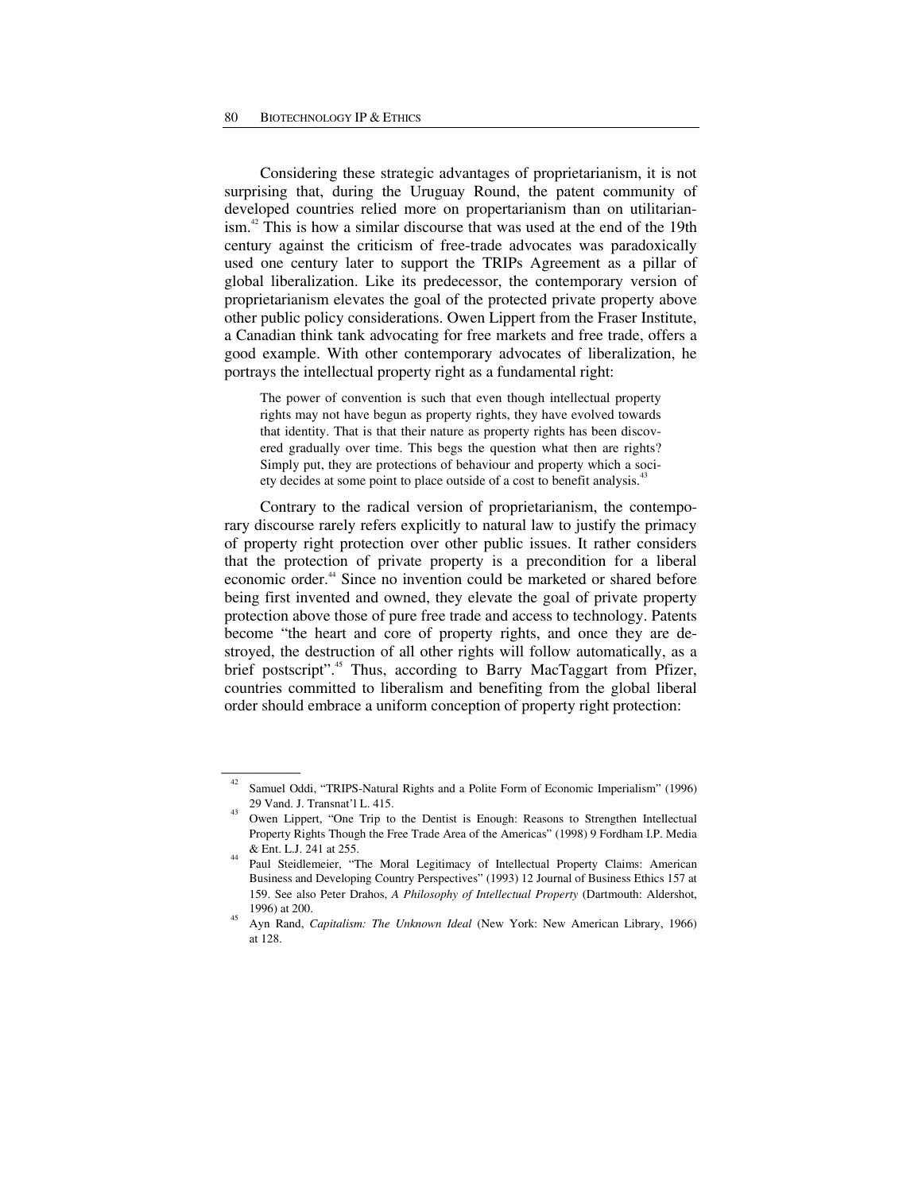Considering these strategic advantages of proprietarianism, it is not surprising that, during the Uruguay Round, the patent community of developed countries relied more on propertarianism than on utilitarianism.[42] This is how a similar discourse that was used at the end of the 19th century against the criticism of free-trade advocates was paradoxically used one century later to support the TRIPs Agreement as a pillar of global liberalization. Like its predecessor, the contemporary version of proprietarianism elevates the goal of the protected private property above other public policy considerations. Owen Lippert from the Fraser Institute, a Canadian think tank advocating for free markets and free trade, offers a good example. With other contemporary advocates of liberalization, he portrays the intellectual property right as a fundamental right:

> The power of convention is such that even though intellectual property rights may not have begun as property rights, they have evolved towards that identity. That is that their nature as property rights has been discovered gradually over time. This begs the question what then are rights? Simply put, they are protections of behaviour and property which a society decides at some point to place outside of a cost to benefit analysis.[43]

Contrary to the radical version of proprietarianism, the contemporary discourse rarely refers explicitly to natural law to justify the primacy of property right protection over other public issues. It rather considers that the protection of private property is a precondition for a liberal economic order.[44] Since no invention could be marketed or shared before being first invented and owned, they elevate the goal of private property protection above those of pure free trade and access to technology. Patents become "the heart and core of property rights, and once they are destroyed, the destruction of all other rights will follow automatically, as a brief postscript".[45] Thus, according to Barry MacTaggart from Pfizer, countries committed to liberalism and benefiting from the global liberal order should embrace a uniform conception of property right protection:

---

[42] Samuel Oddi, "TRIPS-Natural Rights and a Polite Form of Economic Imperialism" (1996) 29 Vand. J. Transnat'l L. 415.

[43] Owen Lippert, "One Trip to the Dentist is Enough: Reasons to Strengthen Intellectual Property Rights Though the Free Trade Area of the Americas" (1998) 9 Fordham I.P. Media & Ent. L.J. 241 at 255.

[44] Paul Steidlemeier, "The Moral Legitimacy of Intellectual Property Claims: American Business and Developing Country Perspectives" (1993) 12 Journal of Business Ethics 157 at 159. See also Peter Drahos, *A Philosophy of Intellectual Property* (Dartmouth: Aldershot, 1996) at 200.

[45] Ayn Rand, *Capitalism: The Unknown Ideal* (New York: New American Library, 1966) at 128.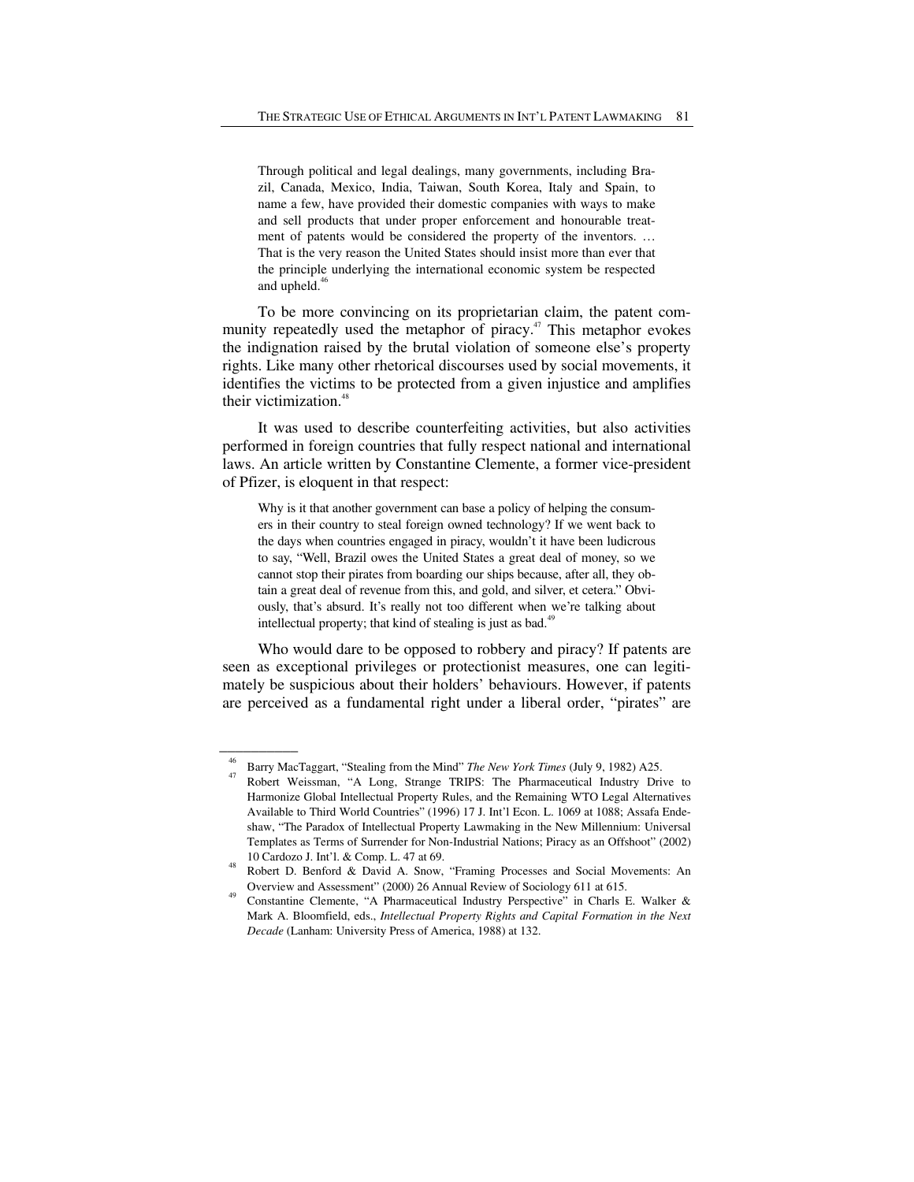> Through political and legal dealings, many governments, including Brazil, Canada, Mexico, India, Taiwan, South Korea, Italy and Spain, to name a few, have provided their domestic companies with ways to make and sell products that under proper enforcement and honourable treatment of patents would be considered the property of the inventors. … That is the very reason the United States should insist more than ever that the principle underlying the international economic system be respected and upheld.[46]

To be more convincing on its proprietarian claim, the patent community repeatedly used the metaphor of piracy.[47] This metaphor evokes the indignation raised by the brutal violation of someone else's property rights. Like many other rhetorical discourses used by social movements, it identifies the victims to be protected from a given injustice and amplifies their victimization.[48]

It was used to describe counterfeiting activities, but also activities performed in foreign countries that fully respect national and international laws. An article written by Constantine Clemente, a former vice-president of Pfizer, is eloquent in that respect:

> Why is it that another government can base a policy of helping the consumers in their country to steal foreign owned technology? If we went back to the days when countries engaged in piracy, wouldn't it have been ludicrous to say, "Well, Brazil owes the United States a great deal of money, so we cannot stop their pirates from boarding our ships because, after all, they obtain a great deal of revenue from this, and gold, and silver, et cetera." Obviously, that's absurd. It's really not too different when we're talking about intellectual property; that kind of stealing is just as bad.[49]

Who would dare to be opposed to robbery and piracy? If patents are seen as exceptional privileges or protectionist measures, one can legitimately be suspicious about their holders' behaviours. However, if patents are perceived as a fundamental right under a liberal order, "pirates" are

---

[46] Barry MacTaggart, "Stealing from the Mind" *The New York Times* (July 9, 1982) A25.

[47] Robert Weissman, "A Long, Strange TRIPS: The Pharmaceutical Industry Drive to Harmonize Global Intellectual Property Rules, and the Remaining WTO Legal Alternatives Available to Third World Countries" (1996) 17 J. Int'l Econ. L. 1069 at 1088; Assafa Endeshaw, "The Paradox of Intellectual Property Lawmaking in the New Millennium: Universal Templates as Terms of Surrender for Non-Industrial Nations; Piracy as an Offshoot" (2002) 10 Cardozo J. Int'l. & Comp. L. 47 at 69.

[48] Robert D. Benford & David A. Snow, "Framing Processes and Social Movements: An Overview and Assessment" (2000) 26 Annual Review of Sociology 611 at 615.

[49] Constantine Clemente, "A Pharmaceutical Industry Perspective" in Charls E. Walker & Mark A. Bloomfield, eds., *Intellectual Property Rights and Capital Formation in the Next Decade* (Lanham: University Press of America, 1988) at 132.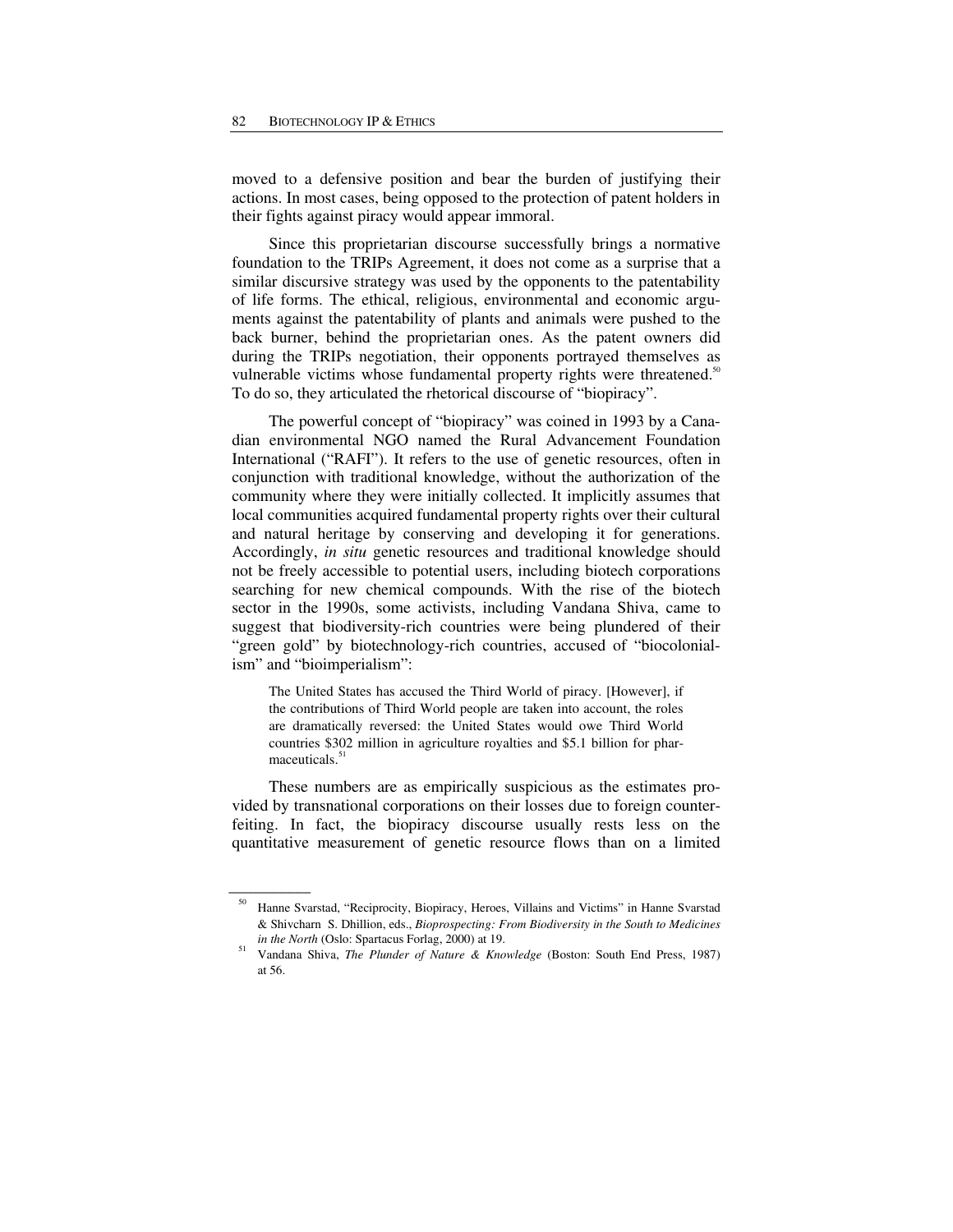moved to a defensive position and bear the burden of justifying their actions. In most cases, being opposed to the protection of patent holders in their fights against piracy would appear immoral.

Since this proprietarian discourse successfully brings a normative foundation to the TRIPs Agreement, it does not come as a surprise that a similar discursive strategy was used by the opponents to the patentability of life forms. The ethical, religious, environmental and economic arguments against the patentability of plants and animals were pushed to the back burner, behind the proprietarian ones. As the patent owners did during the TRIPs negotiation, their opponents portrayed themselves as vulnerable victims whose fundamental property rights were threatened.[50] To do so, they articulated the rhetorical discourse of "biopiracy".

The powerful concept of "biopiracy" was coined in 1993 by a Canadian environmental NGO named the Rural Advancement Foundation International ("RAFI"). It refers to the use of genetic resources, often in conjunction with traditional knowledge, without the authorization of the community where they were initially collected. It implicitly assumes that local communities acquired fundamental property rights over their cultural and natural heritage by conserving and developing it for generations. Accordingly, *in situ* genetic resources and traditional knowledge should not be freely accessible to potential users, including biotech corporations searching for new chemical compounds. With the rise of the biotech sector in the 1990s, some activists, including Vandana Shiva, came to suggest that biodiversity-rich countries were being plundered of their "green gold" by biotechnology-rich countries, accused of "biocolonialism" and "bioimperialism":

> The United States has accused the Third World of piracy. [However], if the contributions of Third World people are taken into account, the roles are dramatically reversed: the United States would owe Third World countries $302 million in agriculture royalties and $5.1 billion for pharmaceuticals.[51]

These numbers are as empirically suspicious as the estimates provided by transnational corporations on their losses due to foreign counterfeiting. In fact, the biopiracy discourse usually rests less on the quantitative measurement of genetic resource flows than on a limited

---

[50] Hanne Svarstad, "Reciprocity, Biopiracy, Heroes, Villains and Victims" in Hanne Svarstad & Shivcharn S. Dhillion, eds., *Bioprospecting: From Biodiversity in the South to Medicines in the North* (Oslo: Spartacus Forlag, 2000) at 19.

[51] Vandana Shiva, *The Plunder of Nature & Knowledge* (Boston: South End Press, 1987) at 56.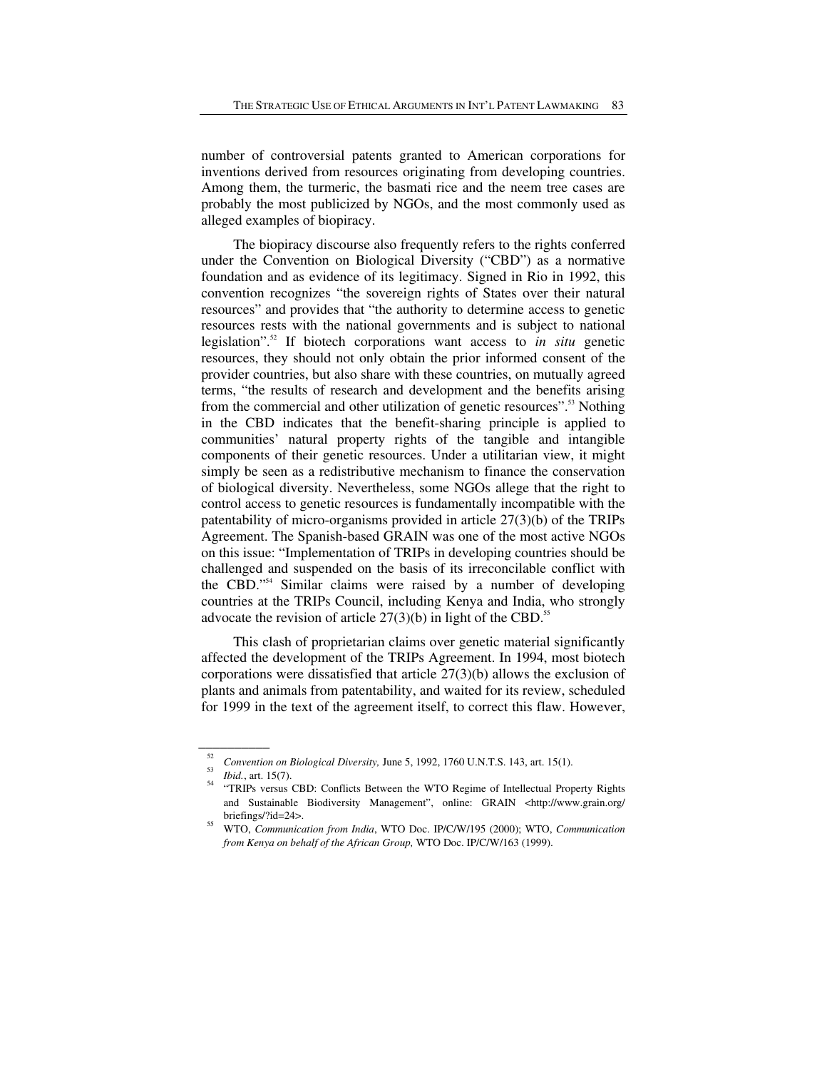number of controversial patents granted to American corporations for inventions derived from resources originating from developing countries. Among them, the turmeric, the basmati rice and the neem tree cases are probably the most publicized by NGOs, and the most commonly used as alleged examples of biopiracy.

The biopiracy discourse also frequently refers to the rights conferred under the Convention on Biological Diversity ("CBD") as a normative foundation and as evidence of its legitimacy. Signed in Rio in 1992, this convention recognizes "the sovereign rights of States over their natural resources" and provides that "the authority to determine access to genetic resources rests with the national governments and is subject to national legislation".[52] If biotech corporations want access to *in situ* genetic resources, they should not only obtain the prior informed consent of the provider countries, but also share with these countries, on mutually agreed terms, "the results of research and development and the benefits arising from the commercial and other utilization of genetic resources".[53] Nothing in the CBD indicates that the benefit-sharing principle is applied to communities' natural property rights of the tangible and intangible components of their genetic resources. Under a utilitarian view, it might simply be seen as a redistributive mechanism to finance the conservation of biological diversity. Nevertheless, some NGOs allege that the right to control access to genetic resources is fundamentally incompatible with the patentability of micro-organisms provided in article 27(3)(b) of the TRIPs Agreement. The Spanish-based GRAIN was one of the most active NGOs on this issue: "Implementation of TRIPs in developing countries should be challenged and suspended on the basis of its irreconcilable conflict with the CBD."[54] Similar claims were raised by a number of developing countries at the TRIPs Council, including Kenya and India, who strongly advocate the revision of article 27(3)(b) in light of the CBD.[55]

This clash of proprietarian claims over genetic material significantly affected the development of the TRIPs Agreement. In 1994, most biotech corporations were dissatisfied that article 27(3)(b) allows the exclusion of plants and animals from patentability, and waited for its review, scheduled for 1999 in the text of the agreement itself, to correct this flaw. However,

---

[52] *Convention on Biological Diversity,* June 5, 1992, 1760 U.N.T.S. 143, art. 15(1).

[53] *Ibid.*, art. 15(7).

[54] "TRIPs versus CBD: Conflicts Between the WTO Regime of Intellectual Property Rights and Sustainable Biodiversity Management", online: GRAIN <http://www.grain.org/briefings/?id=24>.

[55] WTO, *Communication from India*, WTO Doc. IP/C/W/195 (2000); WTO, *Communication from Kenya on behalf of the African Group,* WTO Doc. IP/C/W/163 (1999).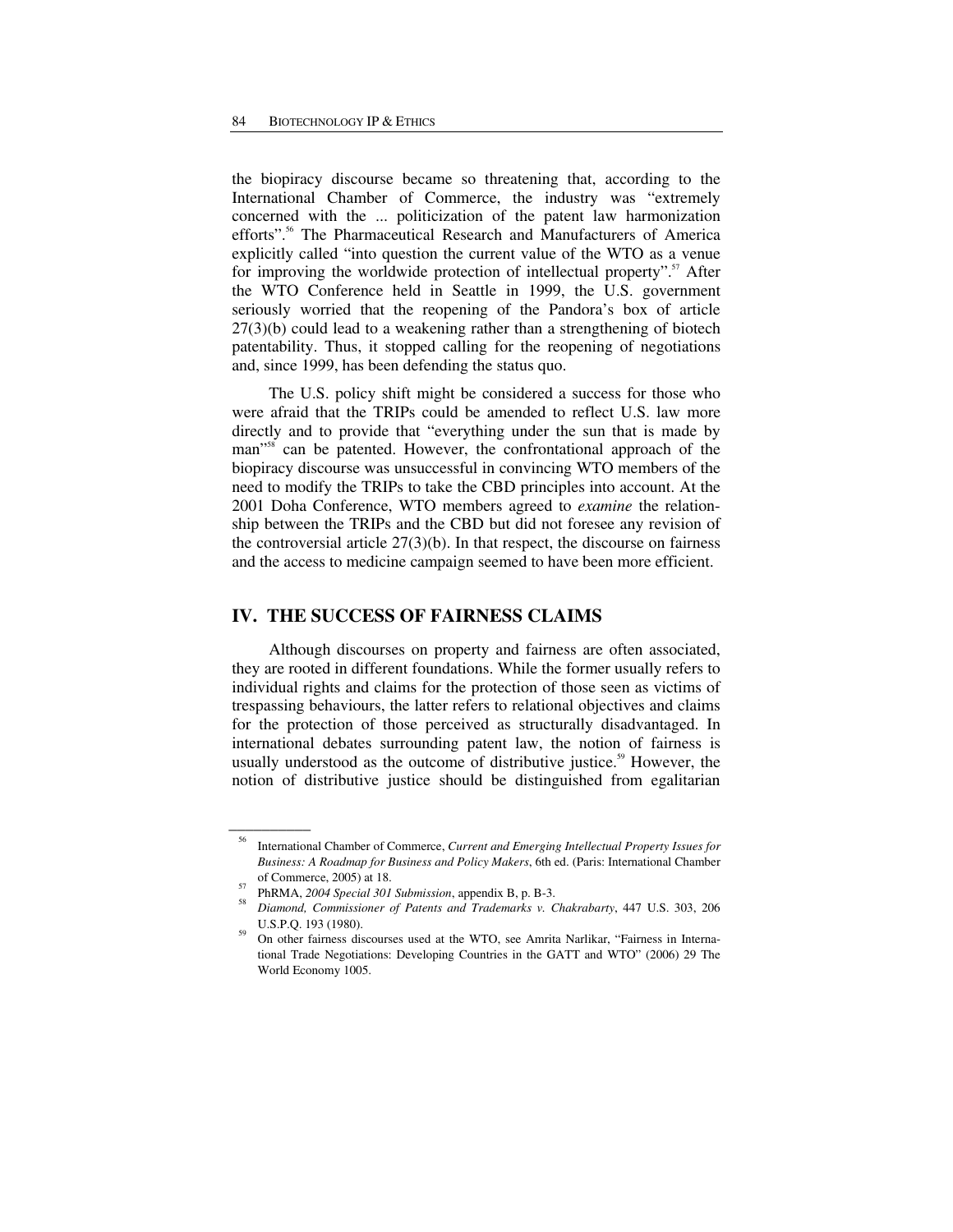the biopiracy discourse became so threatening that, according to the International Chamber of Commerce, the industry was "extremely concerned with the ... politicization of the patent law harmonization efforts".[56] The Pharmaceutical Research and Manufacturers of America explicitly called "into question the current value of the WTO as a venue for improving the worldwide protection of intellectual property".[57] After the WTO Conference held in Seattle in 1999, the U.S. government seriously worried that the reopening of the Pandora's box of article 27(3)(b) could lead to a weakening rather than a strengthening of biotech patentability. Thus, it stopped calling for the reopening of negotiations and, since 1999, has been defending the status quo.

The U.S. policy shift might be considered a success for those who were afraid that the TRIPs could be amended to reflect U.S. law more directly and to provide that "everything under the sun that is made by man"[58] can be patented. However, the confrontational approach of the biopiracy discourse was unsuccessful in convincing WTO members of the need to modify the TRIPs to take the CBD principles into account. At the 2001 Doha Conference, WTO members agreed to *examine* the relationship between the TRIPs and the CBD but did not foresee any revision of the controversial article 27(3)(b). In that respect, the discourse on fairness and the access to medicine campaign seemed to have been more efficient.

## IV. THE SUCCESS OF FAIRNESS CLAIMS

Although discourses on property and fairness are often associated, they are rooted in different foundations. While the former usually refers to individual rights and claims for the protection of those seen as victims of trespassing behaviours, the latter refers to relational objectives and claims for the protection of those perceived as structurally disadvantaged. In international debates surrounding patent law, the notion of fairness is usually understood as the outcome of distributive justice.[59] However, the notion of distributive justice should be distinguished from egalitarian

---

[56] International Chamber of Commerce, *Current and Emerging Intellectual Property Issues for Business: A Roadmap for Business and Policy Makers*, 6th ed. (Paris: International Chamber of Commerce, 2005) at 18.

[57] PhRMA, *2004 Special 301 Submission*, appendix B, p. B-3.

[58] *Diamond, Commissioner of Patents and Trademarks v. Chakrabarty*, 447 U.S. 303, 206 U.S.P.Q. 193 (1980).

[59] On other fairness discourses used at the WTO, see Amrita Narlikar, "Fairness in International Trade Negotiations: Developing Countries in the GATT and WTO" (2006) 29 The World Economy 1005.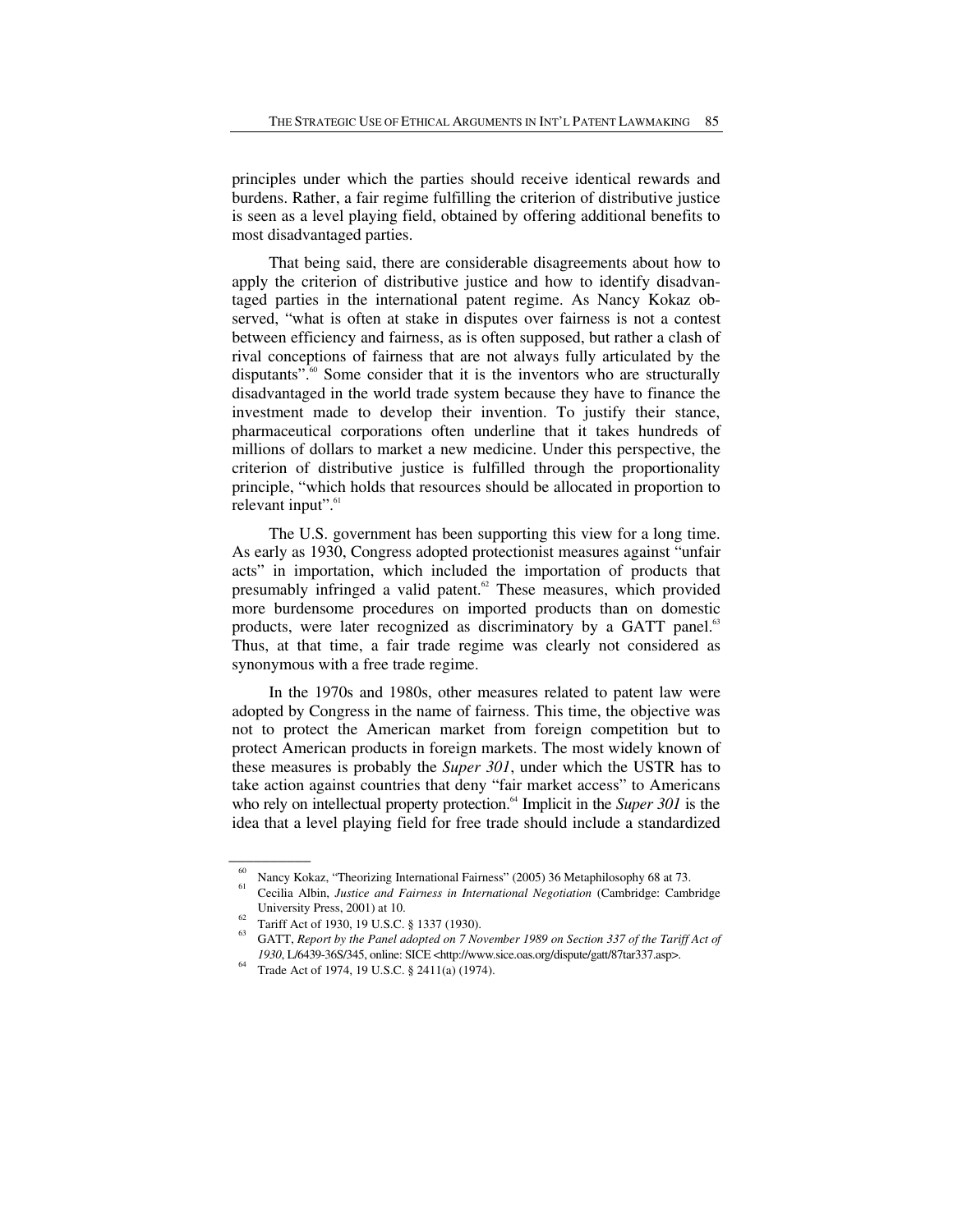principles under which the parties should receive identical rewards and burdens. Rather, a fair regime fulfilling the criterion of distributive justice is seen as a level playing field, obtained by offering additional benefits to most disadvantaged parties.

That being said, there are considerable disagreements about how to apply the criterion of distributive justice and how to identify disadvantaged parties in the international patent regime. As Nancy Kokaz observed, "what is often at stake in disputes over fairness is not a contest between efficiency and fairness, as is often supposed, but rather a clash of rival conceptions of fairness that are not always fully articulated by the disputants".[60] Some consider that it is the inventors who are structurally disadvantaged in the world trade system because they have to finance the investment made to develop their invention. To justify their stance, pharmaceutical corporations often underline that it takes hundreds of millions of dollars to market a new medicine. Under this perspective, the criterion of distributive justice is fulfilled through the proportionality principle, "which holds that resources should be allocated in proportion to relevant input".[61]

The U.S. government has been supporting this view for a long time. As early as 1930, Congress adopted protectionist measures against "unfair acts" in importation, which included the importation of products that presumably infringed a valid patent.[62] These measures, which provided more burdensome procedures on imported products than on domestic products, were later recognized as discriminatory by a GATT panel.[63] Thus, at that time, a fair trade regime was clearly not considered as synonymous with a free trade regime.

In the 1970s and 1980s, other measures related to patent law were adopted by Congress in the name of fairness. This time, the objective was not to protect the American market from foreign competition but to protect American products in foreign markets. The most widely known of these measures is probably the *Super 301*, under which the USTR has to take action against countries that deny "fair market access" to Americans who rely on intellectual property protection.[64] Implicit in the *Super 301* is the idea that a level playing field for free trade should include a standardized

---

[60] Nancy Kokaz, "Theorizing International Fairness" (2005) 36 Metaphilosophy 68 at 73.

[61] Cecilia Albin, *Justice and Fairness in International Negotiation* (Cambridge: Cambridge University Press, 2001) at 10.

[62] Tariff Act of 1930, 19 U.S.C. § 1337 (1930).

[63] GATT, *Report by the Panel adopted on 7 November 1989 on Section 337 of the Tariff Act of 1930*, L/6439-36S/345, online: SICE <http://www.sice.oas.org/dispute/gatt/87tar337.asp>.

[64] Trade Act of 1974, 19 U.S.C. § 2411(a) (1974).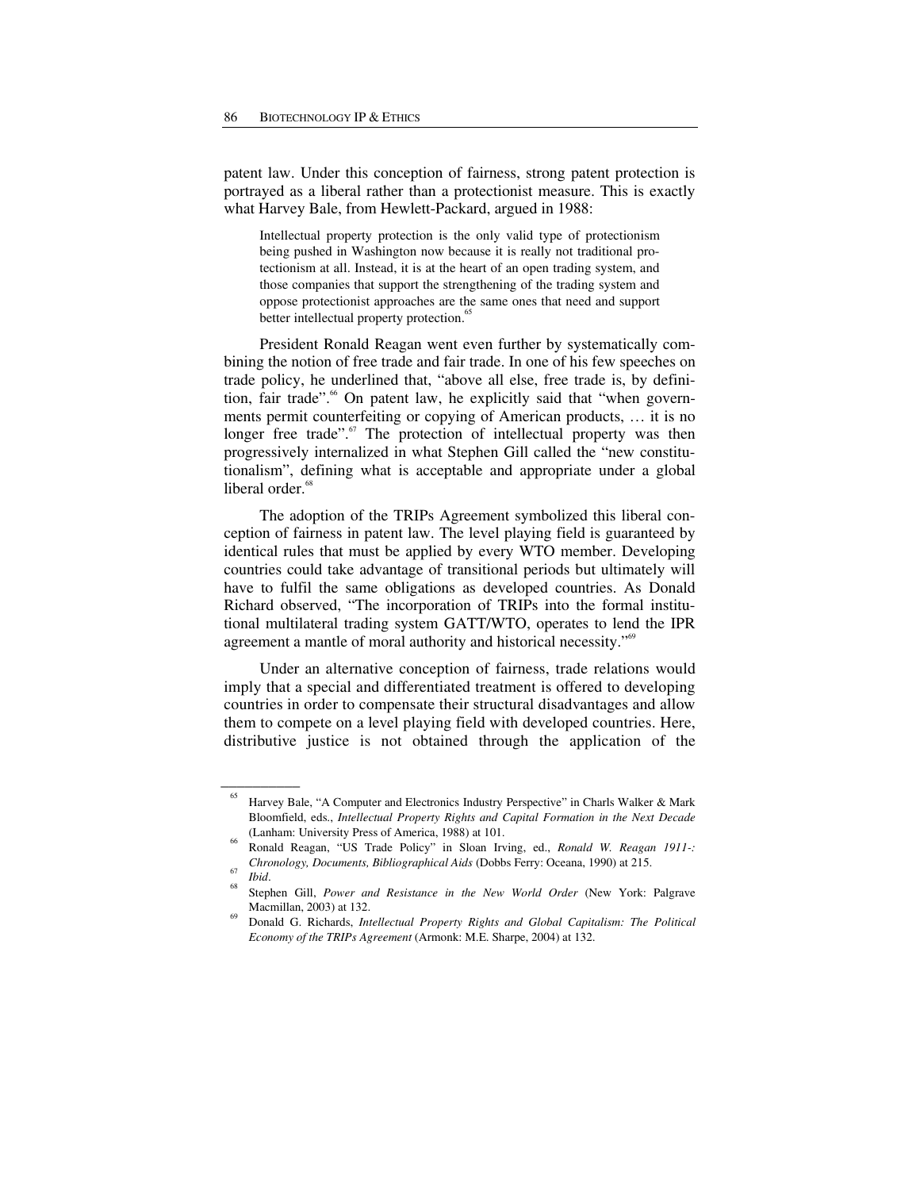patent law. Under this conception of fairness, strong patent protection is portrayed as a liberal rather than a protectionist measure. This is exactly what Harvey Bale, from Hewlett-Packard, argued in 1988:

> Intellectual property protection is the only valid type of protectionism being pushed in Washington now because it is really not traditional protectionism at all. Instead, it is at the heart of an open trading system, and those companies that support the strengthening of the trading system and oppose protectionist approaches are the same ones that need and support better intellectual property protection.[65]

President Ronald Reagan went even further by systematically combining the notion of free trade and fair trade. In one of his few speeches on trade policy, he underlined that, "above all else, free trade is, by definition, fair trade".[66] On patent law, he explicitly said that "when governments permit counterfeiting or copying of American products, … it is no longer free trade".[67] The protection of intellectual property was then progressively internalized in what Stephen Gill called the "new constitutionalism", defining what is acceptable and appropriate under a global liberal order.[68]

The adoption of the TRIPs Agreement symbolized this liberal conception of fairness in patent law. The level playing field is guaranteed by identical rules that must be applied by every WTO member. Developing countries could take advantage of transitional periods but ultimately will have to fulfil the same obligations as developed countries. As Donald Richard observed, "The incorporation of TRIPs into the formal institutional multilateral trading system GATT/WTO, operates to lend the IPR agreement a mantle of moral authority and historical necessity."[69]

Under an alternative conception of fairness, trade relations would imply that a special and differentiated treatment is offered to developing countries in order to compensate their structural disadvantages and allow them to compete on a level playing field with developed countries. Here, distributive justice is not obtained through the application of the

---

[65] Harvey Bale, "A Computer and Electronics Industry Perspective" in Charls Walker & Mark Bloomfield, eds., *Intellectual Property Rights and Capital Formation in the Next Decade* (Lanham: University Press of America, 1988) at 101.

[66] Ronald Reagan, "US Trade Policy" in Sloan Irving, ed., *Ronald W. Reagan 1911-: Chronology, Documents, Bibliographical Aids* (Dobbs Ferry: Oceana, 1990) at 215.

[67] *Ibid*.

[68] Stephen Gill, *Power and Resistance in the New World Order* (New York: Palgrave Macmillan, 2003) at 132.

[69] Donald G. Richards, *Intellectual Property Rights and Global Capitalism: The Political Economy of the TRIPs Agreement* (Armonk: M.E. Sharpe, 2004) at 132.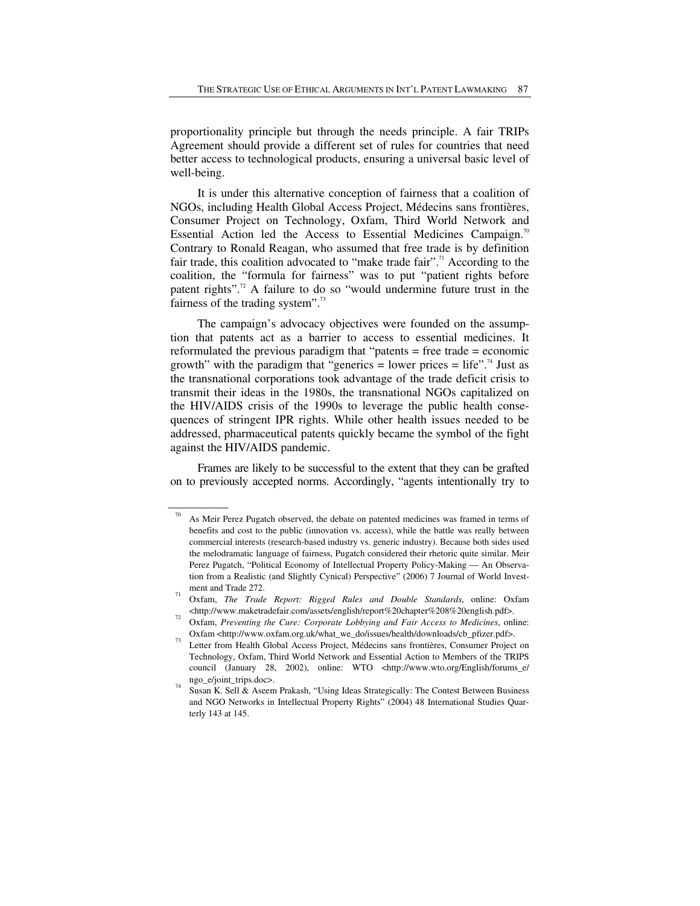proportionality principle but through the needs principle. A fair TRIPs Agreement should provide a different set of rules for countries that need better access to technological products, ensuring a universal basic level of well-being.

It is under this alternative conception of fairness that a coalition of NGOs, including Health Global Access Project, Médecins sans frontières, Consumer Project on Technology, Oxfam, Third World Network and Essential Action led the Access to Essential Medicines Campaign.[70] Contrary to Ronald Reagan, who assumed that free trade is by definition fair trade, this coalition advocated to "make trade fair".[71] According to the coalition, the "formula for fairness" was to put "patient rights before patent rights".[72] A failure to do so "would undermine future trust in the fairness of the trading system".[73]

The campaign's advocacy objectives were founded on the assumption that patents act as a barrier to access to essential medicines. It reformulated the previous paradigm that "patents = free trade = economic growth" with the paradigm that "generics = lower prices = life".[74] Just as the transnational corporations took advantage of the trade deficit crisis to transmit their ideas in the 1980s, the transnational NGOs capitalized on the HIV/AIDS crisis of the 1990s to leverage the public health consequences of stringent IPR rights. While other health issues needed to be addressed, pharmaceutical patents quickly became the symbol of the fight against the HIV/AIDS pandemic.

Frames are likely to be successful to the extent that they can be grafted on to previously accepted norms. Accordingly, "agents intentionally try to

---

[70] As Meir Perez Pugatch observed, the debate on patented medicines was framed in terms of benefits and cost to the public (innovation vs. access), while the battle was really between commercial interests (research-based industry vs. generic industry). Because both sides used the melodramatic language of fairness, Pugatch considered their rhetoric quite similar. Meir Perez Pugatch, "Political Economy of Intellectual Property Policy-Making — An Observation from a Realistic (and Slightly Cynical) Perspective" (2006) 7 Journal of World Investment and Trade 272.

[71] Oxfam, *The Trade Report: Rigged Rules and Double Standards*, online: Oxfam <http://www.maketradefair.com/assets/english/report%20chapter%208%20english.pdf>.

[72] Oxfam, *Preventing the Cure: Corporate Lobbying and Fair Access to Medicines*, online: Oxfam <http://www.oxfam.org.uk/what_we_do/issues/health/downloads/cb_pfizer.pdf>.

[73] Letter from Health Global Access Project, Médecins sans frontières, Consumer Project on Technology, Oxfam, Third World Network and Essential Action to Members of the TRIPS council (January 28, 2002), online: WTO <http://www.wto.org/English/forums_e/ngo_e/joint_trips.doc>.

[74] Susan K. Sell & Aseem Prakash, "Using Ideas Strategically: The Contest Between Business and NGO Networks in Intellectual Property Rights" (2004) 48 International Studies Quarterly 143 at 145.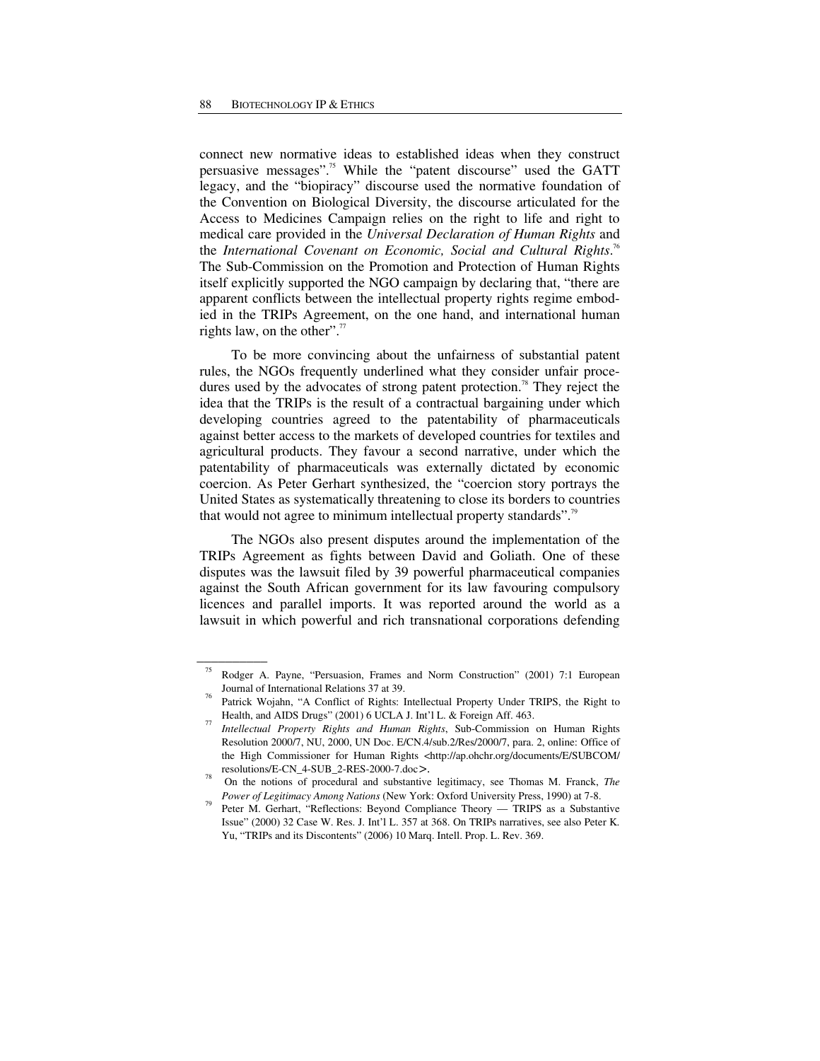connect new normative ideas to established ideas when they construct persuasive messages".[75] While the "patent discourse" used the GATT legacy, and the "biopiracy" discourse used the normative foundation of the Convention on Biological Diversity, the discourse articulated for the Access to Medicines Campaign relies on the right to life and right to medical care provided in the *Universal Declaration of Human Rights* and the *International Covenant on Economic, Social and Cultural Rights*.[76] The Sub-Commission on the Promotion and Protection of Human Rights itself explicitly supported the NGO campaign by declaring that, "there are apparent conflicts between the intellectual property rights regime embodied in the TRIPs Agreement, on the one hand, and international human rights law, on the other".[77]

To be more convincing about the unfairness of substantial patent rules, the NGOs frequently underlined what they consider unfair procedures used by the advocates of strong patent protection.[78] They reject the idea that the TRIPs is the result of a contractual bargaining under which developing countries agreed to the patentability of pharmaceuticals against better access to the markets of developed countries for textiles and agricultural products. They favour a second narrative, under which the patentability of pharmaceuticals was externally dictated by economic coercion. As Peter Gerhart synthesized, the "coercion story portrays the United States as systematically threatening to close its borders to countries that would not agree to minimum intellectual property standards".[79]

The NGOs also present disputes around the implementation of the TRIPs Agreement as fights between David and Goliath. One of these disputes was the lawsuit filed by 39 powerful pharmaceutical companies against the South African government for its law favouring compulsory licences and parallel imports. It was reported around the world as a lawsuit in which powerful and rich transnational corporations defending

---

[75] Rodger A. Payne, "Persuasion, Frames and Norm Construction" (2001) 7:1 European Journal of International Relations 37 at 39.

[76] Patrick Wojahn, "A Conflict of Rights: Intellectual Property Under TRIPS, the Right to Health, and AIDS Drugs" (2001) 6 UCLA J. Int'l L. & Foreign Aff. 463.

[77] *Intellectual Property Rights and Human Rights*, Sub-Commission on Human Rights Resolution 2000/7, NU, 2000, UN Doc. E/CN.4/sub.2/Res/2000/7, para. 2, online: Office of the High Commissioner for Human Rights <http://ap.ohchr.org/documents/E/SUBCOM/resolutions/E-CN_4-SUB_2-RES-2000-7.doc>.

[78] On the notions of procedural and substantive legitimacy, see Thomas M. Franck, *The Power of Legitimacy Among Nations* (New York: Oxford University Press, 1990) at 7-8.

[79] Peter M. Gerhart, "Reflections: Beyond Compliance Theory — TRIPS as a Substantive Issue" (2000) 32 Case W. Res. J. Int'l L. 357 at 368. On TRIPs narratives, see also Peter K. Yu, "TRIPs and its Discontents" (2006) 10 Marq. Intell. Prop. L. Rev. 369.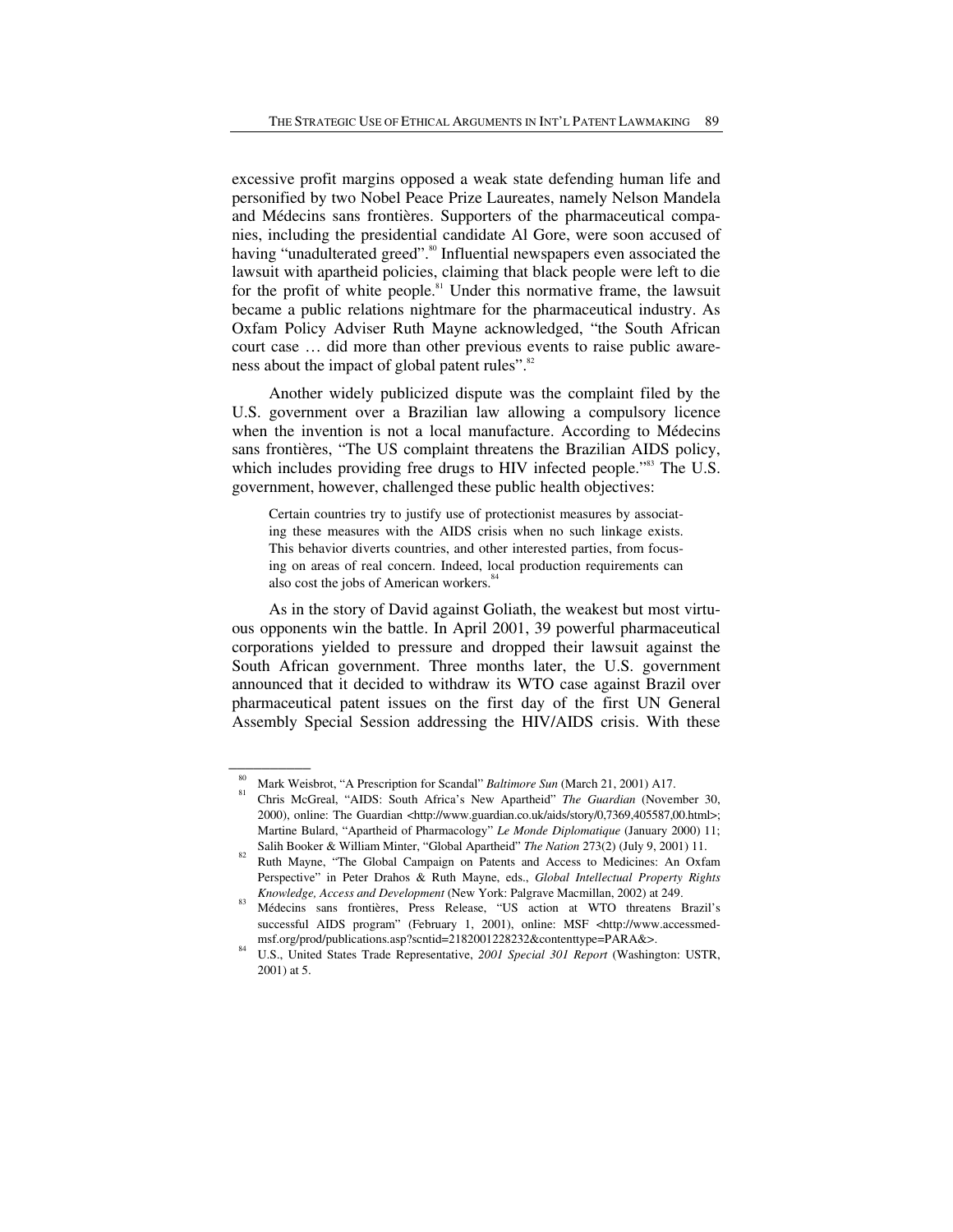excessive profit margins opposed a weak state defending human life and personified by two Nobel Peace Prize Laureates, namely Nelson Mandela and Médecins sans frontières. Supporters of the pharmaceutical companies, including the presidential candidate Al Gore, were soon accused of having "unadulterated greed".[80] Influential newspapers even associated the lawsuit with apartheid policies, claiming that black people were left to die for the profit of white people.[81] Under this normative frame, the lawsuit became a public relations nightmare for the pharmaceutical industry. As Oxfam Policy Adviser Ruth Mayne acknowledged, "the South African court case … did more than other previous events to raise public awareness about the impact of global patent rules".[82]

Another widely publicized dispute was the complaint filed by the U.S. government over a Brazilian law allowing a compulsory licence when the invention is not a local manufacture. According to Médecins sans frontières, "The US complaint threatens the Brazilian AIDS policy, which includes providing free drugs to HIV infected people."[83] The U.S. government, however, challenged these public health objectives:

> Certain countries try to justify use of protectionist measures by associating these measures with the AIDS crisis when no such linkage exists. This behavior diverts countries, and other interested parties, from focusing on areas of real concern. Indeed, local production requirements can also cost the jobs of American workers.[84]

As in the story of David against Goliath, the weakest but most virtuous opponents win the battle. In April 2001, 39 powerful pharmaceutical corporations yielded to pressure and dropped their lawsuit against the South African government. Three months later, the U.S. government announced that it decided to withdraw its WTO case against Brazil over pharmaceutical patent issues on the first day of the first UN General Assembly Special Session addressing the HIV/AIDS crisis. With these

---

[80] Mark Weisbrot, "A Prescription for Scandal" *Baltimore Sun* (March 21, 2001) A17.

[81] Chris McGreal, "AIDS: South Africa's New Apartheid" *The Guardian* (November 30, 2000), online: The Guardian <http://www.guardian.co.uk/aids/story/0,7369,405587,00.html>; Martine Bulard, "Apartheid of Pharmacology" *Le Monde Diplomatique* (January 2000) 11; Salih Booker & William Minter, "Global Apartheid" *The Nation* 273(2) (July 9, 2001) 11.

[82] Ruth Mayne, "The Global Campaign on Patents and Access to Medicines: An Oxfam Perspective" in Peter Drahos & Ruth Mayne, eds., *Global Intellectual Property Rights Knowledge, Access and Development* (New York: Palgrave Macmillan, 2002) at 249.

[83] Médecins sans frontières, Press Release, "US action at WTO threatens Brazil's successful AIDS program" (February 1, 2001), online: MSF <http://www.accessmed-msf.org/prod/publications.asp?scntid=2182001228232&contenttype=PARA&>.

[84] U.S., United States Trade Representative, *2001 Special 301 Report* (Washington: USTR, 2001) at 5.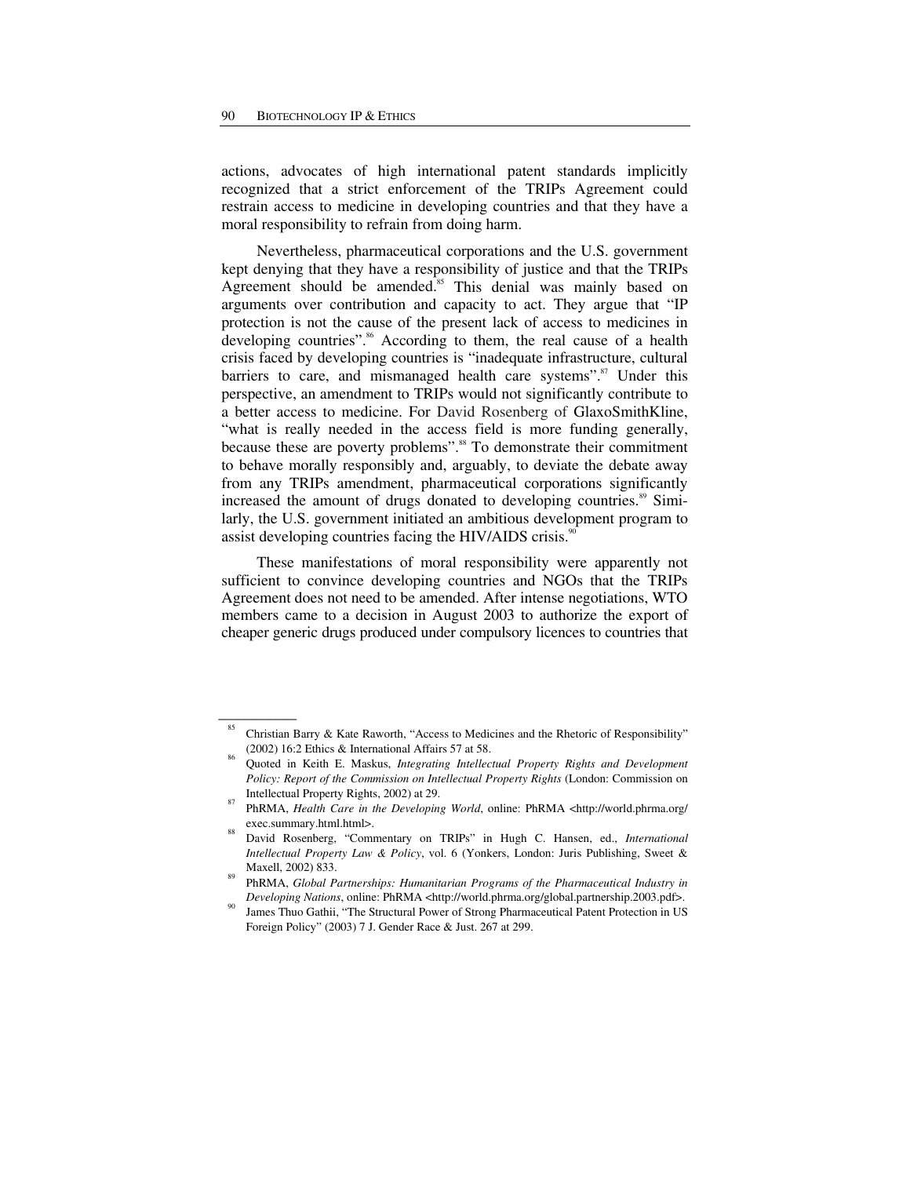actions, advocates of high international patent standards implicitly recognized that a strict enforcement of the TRIPs Agreement could restrain access to medicine in developing countries and that they have a moral responsibility to refrain from doing harm.

Nevertheless, pharmaceutical corporations and the U.S. government kept denying that they have a responsibility of justice and that the TRIPs Agreement should be amended.[85] This denial was mainly based on arguments over contribution and capacity to act. They argue that "IP protection is not the cause of the present lack of access to medicines in developing countries".[86] According to them, the real cause of a health crisis faced by developing countries is "inadequate infrastructure, cultural barriers to care, and mismanaged health care systems".[87] Under this perspective, an amendment to TRIPs would not significantly contribute to a better access to medicine. For David Rosenberg of GlaxoSmithKline, "what is really needed in the access field is more funding generally, because these are poverty problems".[88] To demonstrate their commitment to behave morally responsibly and, arguably, to deviate the debate away from any TRIPs amendment, pharmaceutical corporations significantly increased the amount of drugs donated to developing countries.[89] Similarly, the U.S. government initiated an ambitious development program to assist developing countries facing the HIV/AIDS crisis.[90]

These manifestations of moral responsibility were apparently not sufficient to convince developing countries and NGOs that the TRIPs Agreement does not need to be amended. After intense negotiations, WTO members came to a decision in August 2003 to authorize the export of cheaper generic drugs produced under compulsory licences to countries that

---

[85] Christian Barry & Kate Raworth, "Access to Medicines and the Rhetoric of Responsibility" (2002) 16:2 Ethics & International Affairs 57 at 58.

[86] Quoted in Keith E. Maskus, *Integrating Intellectual Property Rights and Development Policy: Report of the Commission on Intellectual Property Rights* (London: Commission on Intellectual Property Rights, 2002) at 29.

[87] PhRMA, *Health Care in the Developing World*, online: PhRMA <http://world.phrma.org/exec.summary.html.html>.

[88] David Rosenberg, "Commentary on TRIPs" in Hugh C. Hansen, ed., *International Intellectual Property Law & Policy*, vol. 6 (Yonkers, London: Juris Publishing, Sweet & Maxell, 2002) 833.

[89] PhRMA, *Global Partnerships: Humanitarian Programs of the Pharmaceutical Industry in Developing Nations*, online: PhRMA <http://world.phrma.org/global.partnership.2003.pdf>.

[90] James Thuo Gathii, "The Structural Power of Strong Pharmaceutical Patent Protection in US Foreign Policy" (2003) 7 J. Gender Race & Just. 267 at 299.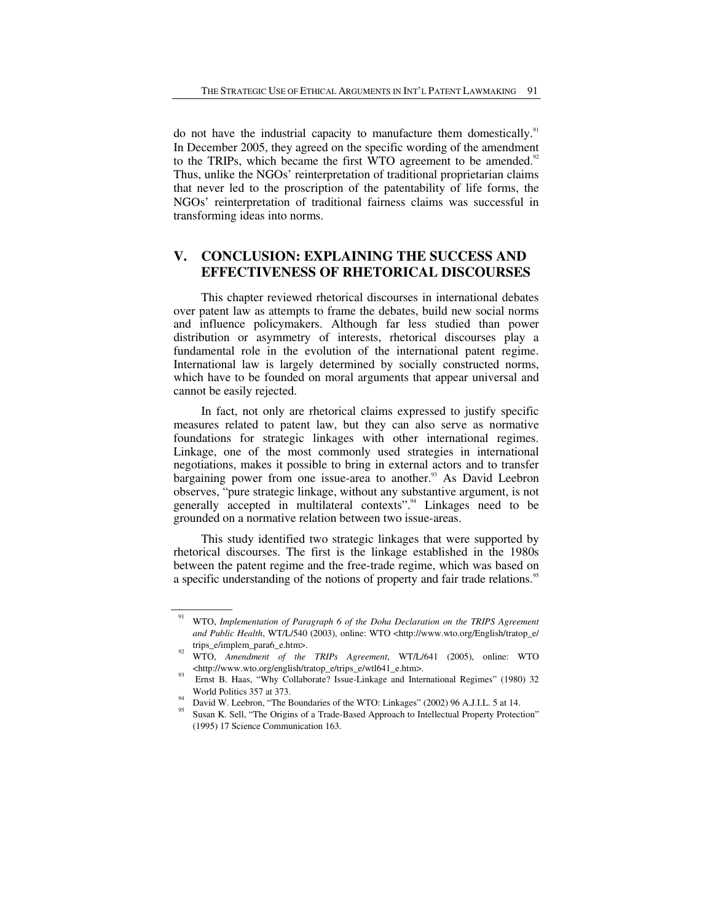do not have the industrial capacity to manufacture them domestically.[91] In December 2005, they agreed on the specific wording of the amendment to the TRIPs, which became the first WTO agreement to be amended.[92] Thus, unlike the NGOs' reinterpretation of traditional proprietarian claims that never led to the proscription of the patentability of life forms, the NGOs' reinterpretation of traditional fairness claims was successful in transforming ideas into norms.

## V. CONCLUSION: EXPLAINING THE SUCCESS AND EFFECTIVENESS OF RHETORICAL DISCOURSES

This chapter reviewed rhetorical discourses in international debates over patent law as attempts to frame the debates, build new social norms and influence policymakers. Although far less studied than power distribution or asymmetry of interests, rhetorical discourses play a fundamental role in the evolution of the international patent regime. International law is largely determined by socially constructed norms, which have to be founded on moral arguments that appear universal and cannot be easily rejected.

In fact, not only are rhetorical claims expressed to justify specific measures related to patent law, but they can also serve as normative foundations for strategic linkages with other international regimes. Linkage, one of the most commonly used strategies in international negotiations, makes it possible to bring in external actors and to transfer bargaining power from one issue-area to another.[93] As David Leebron observes, "pure strategic linkage, without any substantive argument, is not generally accepted in multilateral contexts".[94] Linkages need to be grounded on a normative relation between two issue-areas.

This study identified two strategic linkages that were supported by rhetorical discourses. The first is the linkage established in the 1980s between the patent regime and the free-trade regime, which was based on a specific understanding of the notions of property and fair trade relations.[95]

---

[91] WTO, *Implementation of Paragraph 6 of the Doha Declaration on the TRIPS Agreement and Public Health*, WT/L/540 (2003), online: WTO <http://www.wto.org/English/tratop_e/trips_e/implem_para6_e.htm>.

[92] WTO, *Amendment of the TRIPs Agreement*, WT/L/641 (2005), online: WTO <http://www.wto.org/english/tratop_e/trips_e/wtl641_e.htm>.

[93] Ernst B. Haas, "Why Collaborate? Issue-Linkage and International Regimes" (1980) 32 World Politics 357 at 373.

[94] David W. Leebron, "The Boundaries of the WTO: Linkages" (2002) 96 A.J.I.L. 5 at 14.

[95] Susan K. Sell, "The Origins of a Trade-Based Approach to Intellectual Property Protection" (1995) 17 Science Communication 163.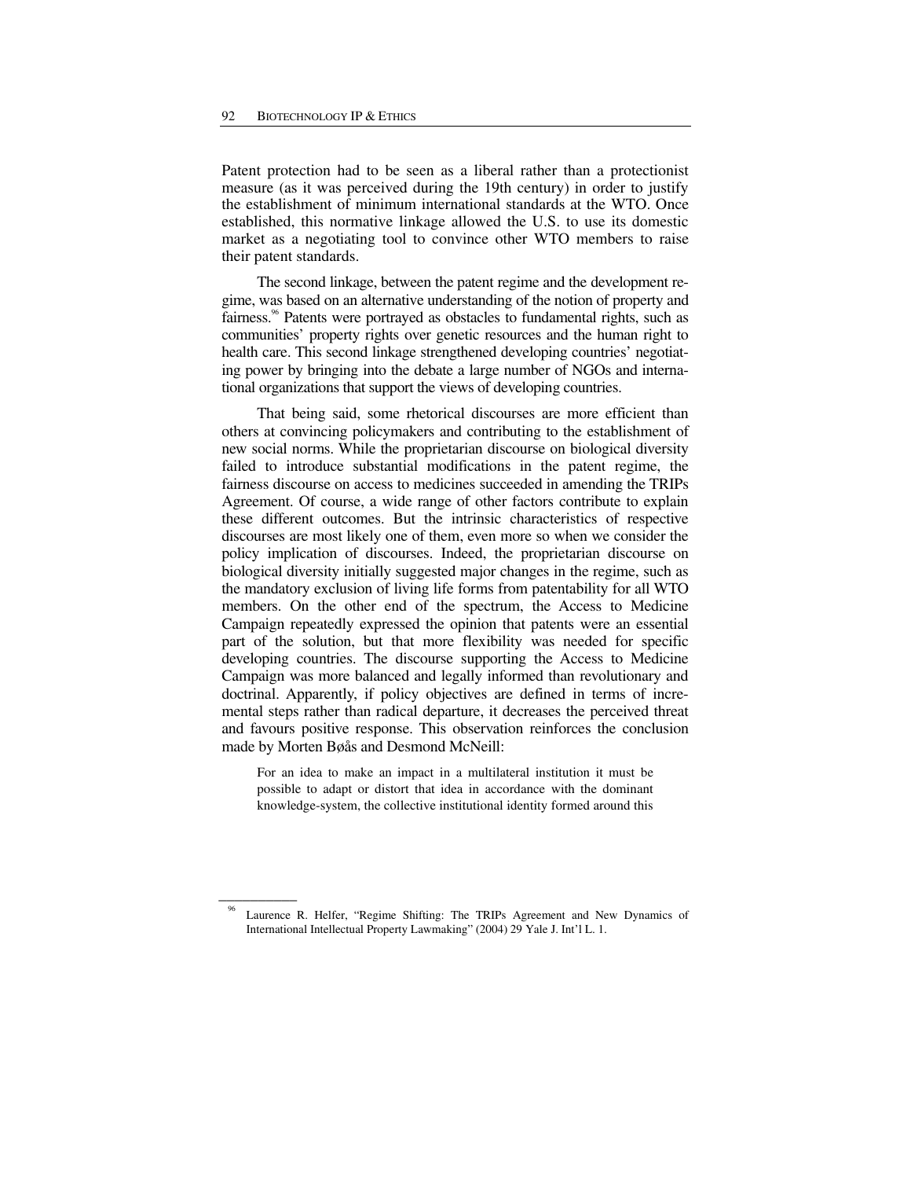Patent protection had to be seen as a liberal rather than a protectionist measure (as it was perceived during the 19th century) in order to justify the establishment of minimum international standards at the WTO. Once established, this normative linkage allowed the U.S. to use its domestic market as a negotiating tool to convince other WTO members to raise their patent standards.

The second linkage, between the patent regime and the development regime, was based on an alternative understanding of the notion of property and fairness.[96] Patents were portrayed as obstacles to fundamental rights, such as communities' property rights over genetic resources and the human right to health care. This second linkage strengthened developing countries' negotiating power by bringing into the debate a large number of NGOs and international organizations that support the views of developing countries.

That being said, some rhetorical discourses are more efficient than others at convincing policymakers and contributing to the establishment of new social norms. While the proprietarian discourse on biological diversity failed to introduce substantial modifications in the patent regime, the fairness discourse on access to medicines succeeded in amending the TRIPs Agreement. Of course, a wide range of other factors contribute to explain these different outcomes. But the intrinsic characteristics of respective discourses are most likely one of them, even more so when we consider the policy implication of discourses. Indeed, the proprietarian discourse on biological diversity initially suggested major changes in the regime, such as the mandatory exclusion of living life forms from patentability for all WTO members. On the other end of the spectrum, the Access to Medicine Campaign repeatedly expressed the opinion that patents were an essential part of the solution, but that more flexibility was needed for specific developing countries. The discourse supporting the Access to Medicine Campaign was more balanced and legally informed than revolutionary and doctrinal. Apparently, if policy objectives are defined in terms of incremental steps rather than radical departure, it decreases the perceived threat and favours positive response. This observation reinforces the conclusion made by Morten Bøås and Desmond McNeill:

> For an idea to make an impact in a multilateral institution it must be possible to adapt or distort that idea in accordance with the dominant knowledge-system, the collective institutional identity formed around this

---

[96] Laurence R. Helfer, "Regime Shifting: The TRIPs Agreement and New Dynamics of International Intellectual Property Lawmaking" (2004) 29 Yale J. Int'l L. 1.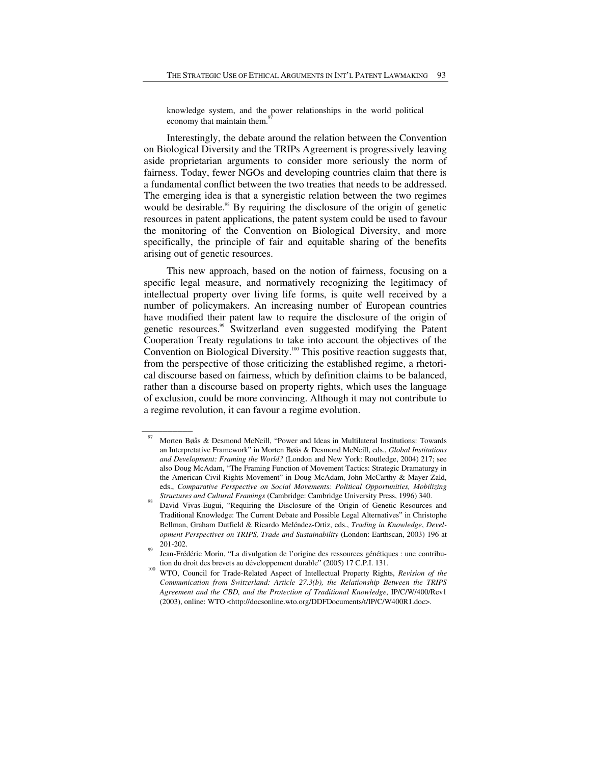knowledge system, and the power relationships in the world political economy that maintain them.[97]

Interestingly, the debate around the relation between the Convention on Biological Diversity and the TRIPs Agreement is progressively leaving aside proprietarian arguments to consider more seriously the norm of fairness. Today, fewer NGOs and developing countries claim that there is a fundamental conflict between the two treaties that needs to be addressed. The emerging idea is that a synergistic relation between the two regimes would be desirable.[98] By requiring the disclosure of the origin of genetic resources in patent applications, the patent system could be used to favour the monitoring of the Convention on Biological Diversity, and more specifically, the principle of fair and equitable sharing of the benefits arising out of genetic resources.

This new approach, based on the notion of fairness, focusing on a specific legal measure, and normatively recognizing the legitimacy of intellectual property over living life forms, is quite well received by a number of policymakers. An increasing number of European countries have modified their patent law to require the disclosure of the origin of genetic resources.[99] Switzerland even suggested modifying the Patent Cooperation Treaty regulations to take into account the objectives of the Convention on Biological Diversity.[100] This positive reaction suggests that, from the perspective of those criticizing the established regime, a rhetorical discourse based on fairness, which by definition claims to be balanced, rather than a discourse based on property rights, which uses the language of exclusion, could be more convincing. Although it may not contribute to a regime revolution, it can favour a regime evolution.

---

[97] Morten Bøås & Desmond McNeill, "Power and Ideas in Multilateral Institutions: Towards an Interpretative Framework" in Morten Bøås & Desmond McNeill, eds., *Global Institutions and Development: Framing the World?* (London and New York: Routledge, 2004) 217; see also Doug McAdam, "The Framing Function of Movement Tactics: Strategic Dramaturgy in the American Civil Rights Movement" in Doug McAdam, John McCarthy & Mayer Zald, eds., *Comparative Perspective on Social Movements: Political Opportunities, Mobilizing Structures and Cultural Framings* (Cambridge: Cambridge University Press, 1996) 340.

[98] David Vivas-Eugui, "Requiring the Disclosure of the Origin of Genetic Resources and Traditional Knowledge: The Current Debate and Possible Legal Alternatives" in Christophe Bellman, Graham Dutfield & Ricardo Meléndez-Ortiz, eds., *Trading in Knowledge, Development Perspectives on TRIPS, Trade and Sustainability* (London: Earthscan, 2003) 196 at 201-202.

[99] Jean-Frédéric Morin, "La divulgation de l'origine des ressources génétiques : une contribution du droit des brevets au développement durable" (2005) 17 C.P.I. 131.

[100] WTO, Council for Trade-Related Aspect of Intellectual Property Rights, *Revision of the Communication from Switzerland: Article 27.3(b), the Relationship Between the TRIPS Agreement and the CBD, and the Protection of Traditional Knowledge*, IP/C/W/400/Rev1 (2003), online: WTO <http://docsonline.wto.org/DDFDocuments/t/IP/C/W400R1.doc>.